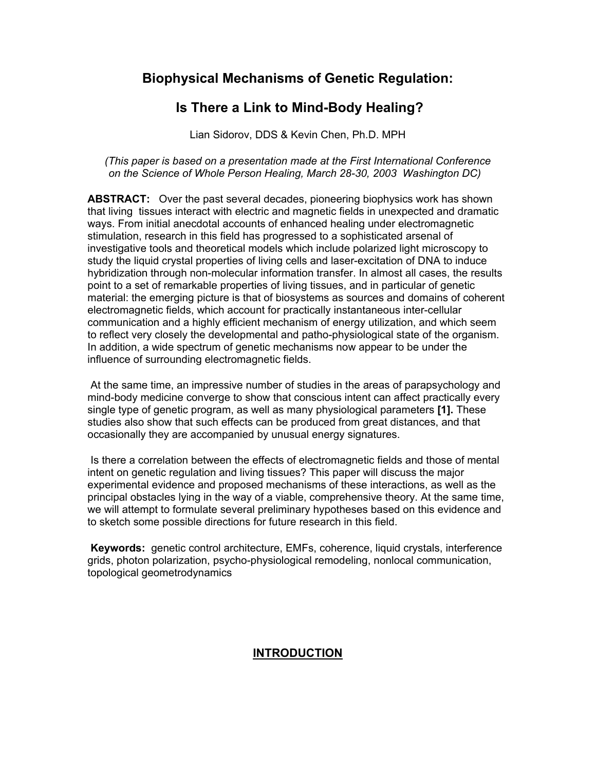# Biophysical Mechanisms of Genetic Regulation:

# Is There a Link to Mind-Body Healing?

Lian Sidorov, DDS & Kevin Chen, Ph.D. MPH

*(This paper is based on a presentation made at the First International Conference on the Science of Whole Person Healing, March 28-30, 2003 Washington DC)*

**ABSTRACT:** Over the past several decades, pioneering biophysics work has shown that living tissues interact with electric and magnetic fields in unexpected and dramatic ways. From initial anecdotal accounts of enhanced healing under electromagnetic stimulation, research in this field has progressed to a sophisticated arsenal of investigative tools and theoretical models which include polarized light microscopy to study the liquid crystal properties of living cells and laser-excitation of DNA to induce hybridization through non-molecular information transfer. In almost all cases, the results point to a set of remarkable properties of living tissues, and in particular of genetic material: the emerging picture is that of biosystems as sources and domains of coherent electromagnetic fields, which account for practically instantaneous inter-cellular communication and a highly efficient mechanism of energy utilization, and which seem to reflect very closely the developmental and patho-physiological state of the organism. In addition, a wide spectrum of genetic mechanisms now appear to be under the influence of surrounding electromagnetic fields.

At the same time, an impressive number of studies in the areas of parapsychology and mind-body medicine converge to show that conscious intent can affect practically every single type of genetic program, as well as many physiological parameters **[1].** These studies also show that such effects can be produced from great distances, and that occasionally they are accompanied by unusual energy signatures.

Is there a correlation between the effects of electromagnetic fields and those of mental intent on genetic regulation and living tissues? This paper will discuss the major experimental evidence and proposed mechanisms of these interactions, as well as the principal obstacles lying in the way of a viable, comprehensive theory. At the same time, we will attempt to formulate several preliminary hypotheses based on this evidence and to sketch some possible directions for future research in this field.

**Keywords:** genetic control architecture, EMFs, coherence, liquid crystals, interference grids, photon polarization, psycho-physiological remodeling, nonlocal communication, topological geometrodynamics

## INTRODUCTION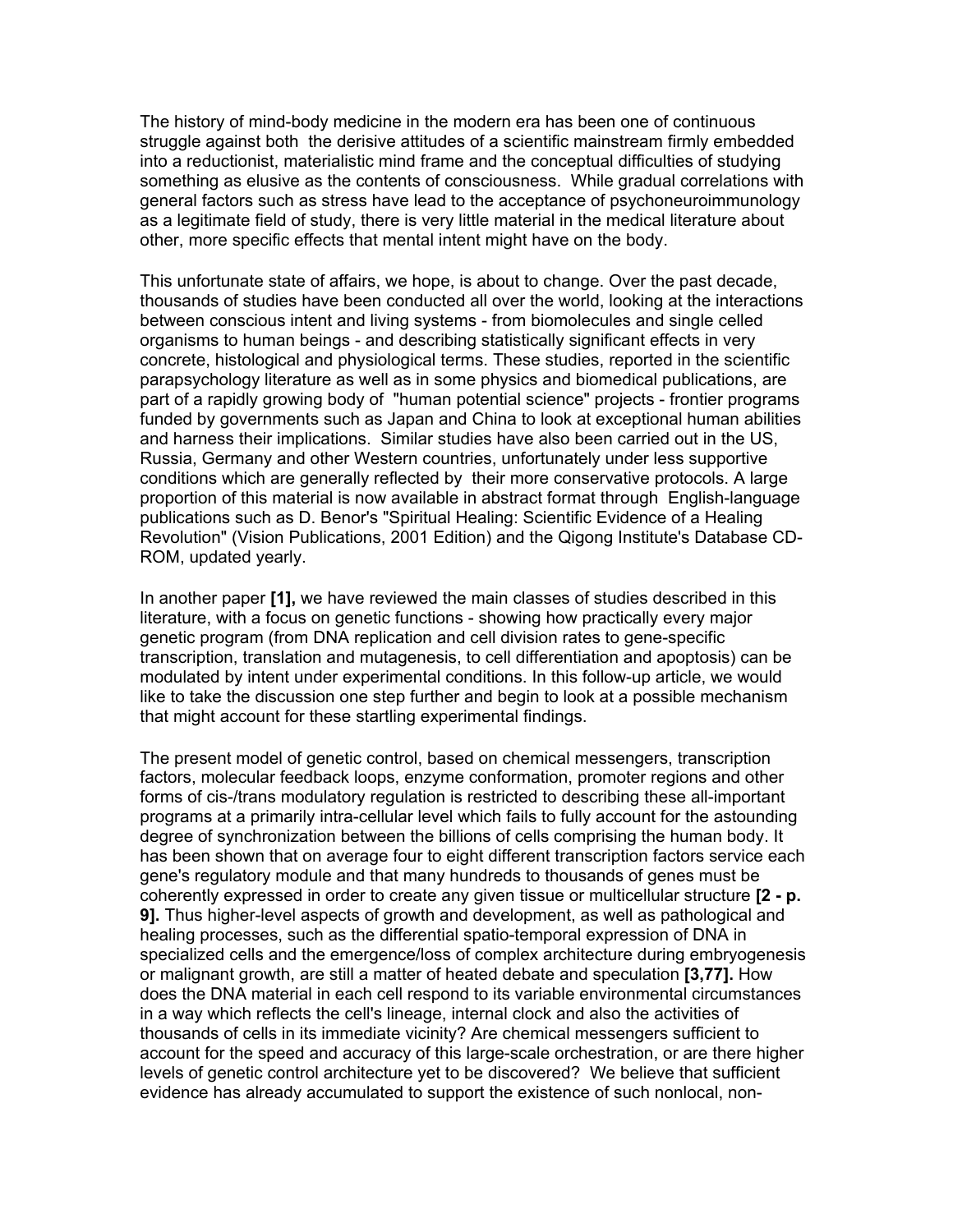The history of mind-body medicine in the modern era has been one of continuous struggle against both the derisive attitudes of a scientific mainstream firmly embedded into a reductionist, materialistic mind frame and the conceptual difficulties of studying something as elusive as the contents of consciousness. While gradual correlations with general factors such as stress have lead to the acceptance of psychoneuroimmunology as a legitimate field of study, there is very little material in the medical literature about other, more specific effects that mental intent might have on the body.

This unfortunate state of affairs, we hope, is about to change. Over the past decade, thousands of studies have been conducted all over the world, looking at the interactions between conscious intent and living systems - from biomolecules and single celled organisms to human beings - and describing statistically significant effects in very concrete, histological and physiological terms. These studies, reported in the scientific parapsychology literature as well as in some physics and biomedical publications, are part of a rapidly growing body of "human potential science" projects - frontier programs funded by governments such as Japan and China to look at exceptional human abilities and harness their implications. Similar studies have also been carried out in the US, Russia, Germany and other Western countries, unfortunately under less supportive conditions which are generally reflected by their more conservative protocols. A large proportion of this material is now available in abstract format through English-language publications such as D. Benor's "Spiritual Healing: Scientific Evidence of a Healing Revolution" (Vision Publications, 2001 Edition) and the Qigong Institute's Database CD-ROM, updated yearly.

In another paper **[1],** we have reviewed the main classes of studies described in this literature, with a focus on genetic functions - showing how practically every major genetic program (from DNA replication and cell division rates to gene-specific transcription, translation and mutagenesis, to cell differentiation and apoptosis) can be modulated by intent under experimental conditions. In this follow-up article, we would like to take the discussion one step further and begin to look at a possible mechanism that might account for these startling experimental findings.

The present model of genetic control, based on chemical messengers, transcription factors, molecular feedback loops, enzyme conformation, promoter regions and other forms of cis-/trans modulatory regulation is restricted to describing these all-important programs at a primarily intra-cellular level which fails to fully account for the astounding degree of synchronization between the billions of cells comprising the human body. It has been shown that on average four to eight different transcription factors service each gene's regulatory module and that many hundreds to thousands of genes must be coherently expressed in order to create any given tissue or multicellular structure **[2 - p. 9].** Thus higher-level aspects of growth and development, as well as pathological and healing processes, such as the differential spatio-temporal expression of DNA in specialized cells and the emergence/loss of complex architecture during embryogenesis or malignant growth, are still a matter of heated debate and speculation **[3,77].** How does the DNA material in each cell respond to its variable environmental circumstances in a way which reflects the cell's lineage, internal clock and also the activities of thousands of cells in its immediate vicinity? Are chemical messengers sufficient to account for the speed and accuracy of this large-scale orchestration, or are there higher levels of genetic control architecture yet to be discovered? We believe that sufficient evidence has already accumulated to support the existence of such nonlocal, non-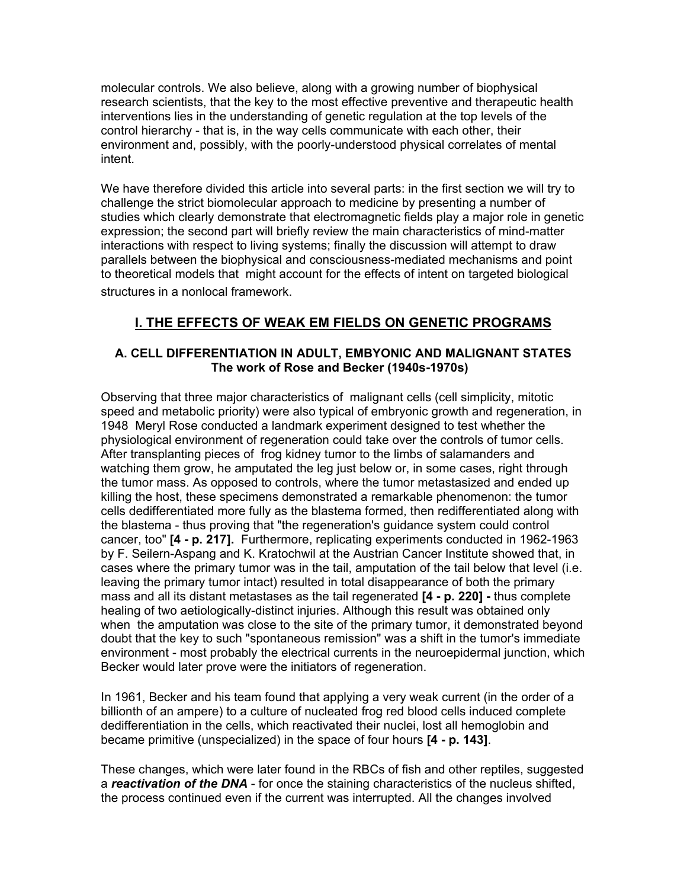molecular controls. We also believe, along with a growing number of biophysical research scientists, that the key to the most effective preventive and therapeutic health interventions lies in the understanding of genetic regulation at the top levels of the control hierarchy - that is, in the way cells communicate with each other, their environment and, possibly, with the poorly-understood physical correlates of mental intent.

We have therefore divided this article into several parts: in the first section we will try to challenge the strict biomolecular approach to medicine by presenting a number of studies which clearly demonstrate that electromagnetic fields play a major role in genetic expression; the second part will briefly review the main characteristics of mind-matter interactions with respect to living systems; finally the discussion will attempt to draw parallels between the biophysical and consciousness-mediated mechanisms and point to theoretical models that might account for the effects of intent on targeted biological structures in a nonlocal framework.

## I. THE EFFECTS OF WEAK EM FIELDS ON GENETIC PROGRAMS

### A. CELL DIFFERENTIATION IN ADULT, EMBYONIC AND MALIGNANT STATES
### The work of Rose and Becker (1940s-1970s)

Observing that three major characteristics of malignant cells (cell simplicity, mitotic speed and metabolic priority) were also typical of embryonic growth and regeneration, in 1948 Meryl Rose conducted a landmark experiment designed to test whether the physiological environment of regeneration could take over the controls of tumor cells. After transplanting pieces of frog kidney tumor to the limbs of salamanders and watching them grow, he amputated the leg just below or, in some cases, right through the tumor mass. As opposed to controls, where the tumor metastasized and ended up killing the host, these specimens demonstrated a remarkable phenomenon: the tumor cells dedifferentiated more fully as the blastema formed, then redifferentiated along with the blastema - thus proving that "the regeneration's guidance system could control cancer, too" **[4 - p. 217].** Furthermore, replicating experiments conducted in 1962-1963 by F. Seilern-Aspang and K. Kratochwil at the Austrian Cancer Institute showed that, in cases where the primary tumor was in the tail, amputation of the tail below that level (i.e. leaving the primary tumor intact) resulted in total disappearance of both the primary mass and all its distant metastases as the tail regenerated **[4 - p. 220] -** thus complete healing of two aetiologically-distinct injuries. Although this result was obtained only when the amputation was close to the site of the primary tumor, it demonstrated beyond doubt that the key to such "spontaneous remission" was a shift in the tumor's immediate environment - most probably the electrical currents in the neuroepidermal junction, which Becker would later prove were the initiators of regeneration.

In 1961, Becker and his team found that applying a very weak current (in the order of a billionth of an ampere) to a culture of nucleated frog red blood cells induced complete dedifferentiation in the cells, which reactivated their nuclei, lost all hemoglobin and became primitive (unspecialized) in the space of four hours **[4 - p. 143]**.

These changes, which were later found in the RBCs of fish and other reptiles, suggested a ***reactivation of the DNA*** - for once the staining characteristics of the nucleus shifted, the process continued even if the current was interrupted. All the changes involved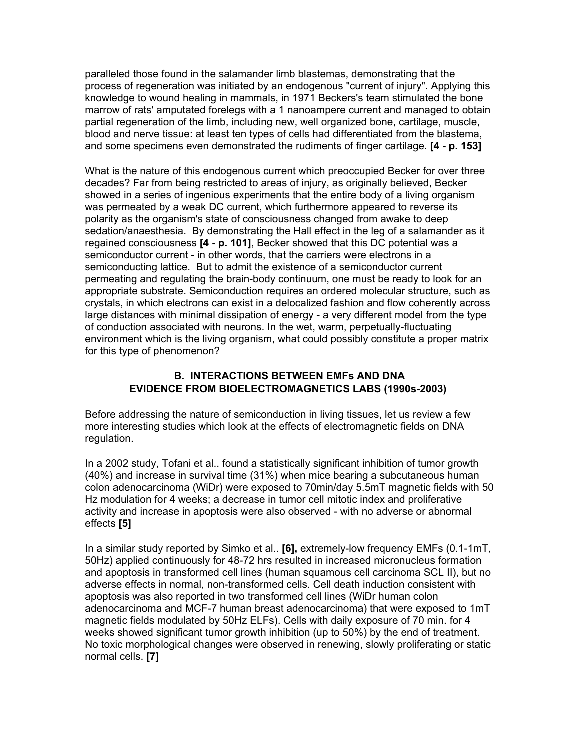paralleled those found in the salamander limb blastemas, demonstrating that the process of regeneration was initiated by an endogenous "current of injury". Applying this knowledge to wound healing in mammals, in 1971 Beckers's team stimulated the bone marrow of rats' amputated forelegs with a 1 nanoampere current and managed to obtain partial regeneration of the limb, including new, well organized bone, cartilage, muscle, blood and nerve tissue: at least ten types of cells had differentiated from the blastema, and some specimens even demonstrated the rudiments of finger cartilage. **[4 - p. 153]**

What is the nature of this endogenous current which preoccupied Becker for over three decades? Far from being restricted to areas of injury, as originally believed, Becker showed in a series of ingenious experiments that the entire body of a living organism was permeated by a weak DC current, which furthermore appeared to reverse its polarity as the organism's state of consciousness changed from awake to deep sedation/anaesthesia. By demonstrating the Hall effect in the leg of a salamander as it regained consciousness **[4 - p. 101]**, Becker showed that this DC potential was a semiconductor current - in other words, that the carriers were electrons in a semiconducting lattice. But to admit the existence of a semiconductor current permeating and regulating the brain-body continuum, one must be ready to look for an appropriate substrate. Semiconduction requires an ordered molecular structure, such as crystals, in which electrons can exist in a delocalized fashion and flow coherently across large distances with minimal dissipation of energy - a very different model from the type of conduction associated with neurons. In the wet, warm, perpetually-fluctuating environment which is the living organism, what could possibly constitute a proper matrix for this type of phenomenon?

### B. INTERACTIONS BETWEEN EMFs AND DNA
### EVIDENCE FROM BIOELECTROMAGNETICS LABS (1990s-2003)

Before addressing the nature of semiconduction in living tissues, let us review a few more interesting studies which look at the effects of electromagnetic fields on DNA regulation.

In a 2002 study, Tofani et al.. found a statistically significant inhibition of tumor growth (40%) and increase in survival time (31%) when mice bearing a subcutaneous human colon adenocarcinoma (WiDr) were exposed to 70min/day 5.5mT magnetic fields with 50 Hz modulation for 4 weeks; a decrease in tumor cell mitotic index and proliferative activity and increase in apoptosis were also observed - with no adverse or abnormal effects **[5]**

In a similar study reported by Simko et al.. **[6],** extremely-low frequency EMFs (0.1-1mT, 50Hz) applied continuously for 48-72 hrs resulted in increased micronucleus formation and apoptosis in transformed cell lines (human squamous cell carcinoma SCL II), but no adverse effects in normal, non-transformed cells. Cell death induction consistent with apoptosis was also reported in two transformed cell lines (WiDr human colon adenocarcinoma and MCF-7 human breast adenocarcinoma) that were exposed to 1mT magnetic fields modulated by 50Hz ELFs). Cells with daily exposure of 70 min. for 4 weeks showed significant tumor growth inhibition (up to 50%) by the end of treatment. No toxic morphological changes were observed in renewing, slowly proliferating or static normal cells. **[7]**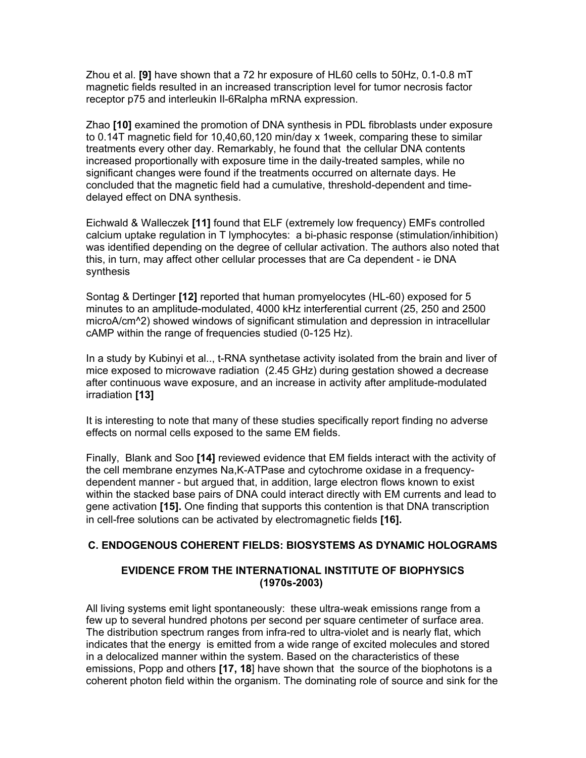Zhou et al. **[9]** have shown that a 72 hr exposure of HL60 cells to 50Hz, 0.1-0.8 mT magnetic fields resulted in an increased transcription level for tumor necrosis factor receptor p75 and interleukin Il-6Ralpha mRNA expression.

Zhao **[10]** examined the promotion of DNA synthesis in PDL fibroblasts under exposure to 0.14T magnetic field for 10,40,60,120 min/day x 1week, comparing these to similar treatments every other day. Remarkably, he found that the cellular DNA contents increased proportionally with exposure time in the daily-treated samples, while no significant changes were found if the treatments occurred on alternate days. He concluded that the magnetic field had a cumulative, threshold-dependent and time-delayed effect on DNA synthesis.

Eichwald & Walleczek **[11]** found that ELF (extremely low frequency) EMFs controlled calcium uptake regulation in T lymphocytes: a bi-phasic response (stimulation/inhibition) was identified depending on the degree of cellular activation. The authors also noted that this, in turn, may affect other cellular processes that are Ca dependent - ie DNA synthesis

Sontag & Dertinger **[12]** reported that human promyelocytes (HL-60) exposed for 5 minutes to an amplitude-modulated, 4000 kHz interferential current (25, 250 and 2500 microA/cm^2) showed windows of significant stimulation and depression in intracellular cAMP within the range of frequencies studied (0-125 Hz).

In a study by Kubinyi et al.., t-RNA synthetase activity isolated from the brain and liver of mice exposed to microwave radiation (2.45 GHz) during gestation showed a decrease after continuous wave exposure, and an increase in activity after amplitude-modulated irradiation **[13]**

It is interesting to note that many of these studies specifically report finding no adverse effects on normal cells exposed to the same EM fields.

Finally, Blank and Soo **[14]** reviewed evidence that EM fields interact with the activity of the cell membrane enzymes Na,K-ATPase and cytochrome oxidase in a frequency-dependent manner - but argued that, in addition, large electron flows known to exist within the stacked base pairs of DNA could interact directly with EM currents and lead to gene activation **[15].** One finding that supports this contention is that DNA transcription in cell-free solutions can be activated by electromagnetic fields **[16].**

## C. ENDOGENOUS COHERENT FIELDS: BIOSYSTEMS AS DYNAMIC HOLOGRAMS

### EVIDENCE FROM THE INTERNATIONAL INSTITUTE OF BIOPHYSICS (1970s-2003)

All living systems emit light spontaneously: these ultra-weak emissions range from a few up to several hundred photons per second per square centimeter of surface area. The distribution spectrum ranges from infra-red to ultra-violet and is nearly flat, which indicates that the energy is emitted from a wide range of excited molecules and stored in a delocalized manner within the system. Based on the characteristics of these emissions, Popp and others **[17, 18]** have shown that the source of the biophotons is a coherent photon field within the organism. The dominating role of source and sink for the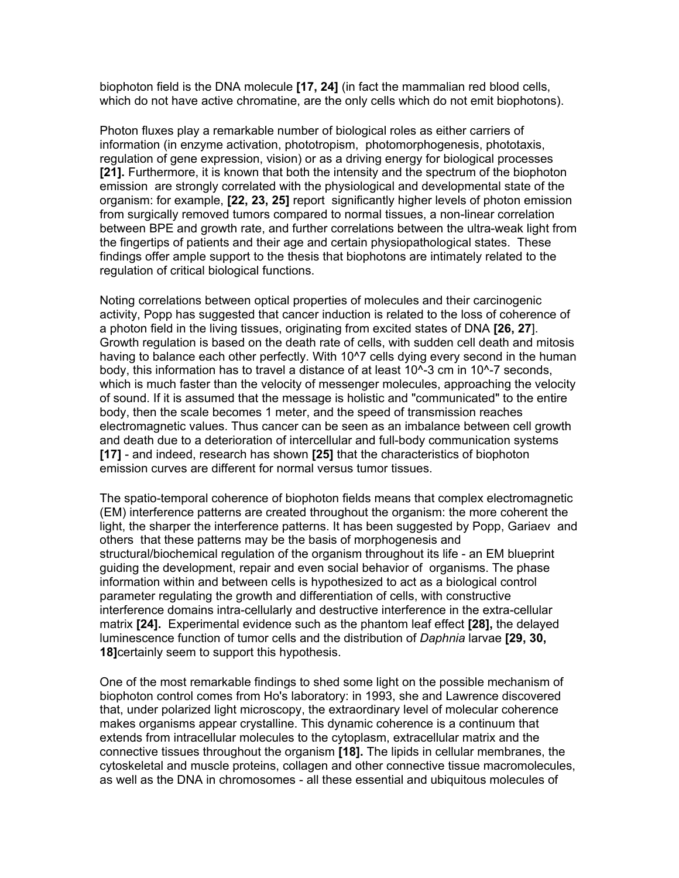biophoton field is the DNA molecule **[17, 24]** (in fact the mammalian red blood cells, which do not have active chromatine, are the only cells which do not emit biophotons).

Photon fluxes play a remarkable number of biological roles as either carriers of information (in enzyme activation, phototropism, photomorphogenesis, phototaxis, regulation of gene expression, vision) or as a driving energy for biological processes **[21].** Furthermore, it is known that both the intensity and the spectrum of the biophoton emission are strongly correlated with the physiological and developmental state of the organism: for example, **[22, 23, 25]** report significantly higher levels of photon emission from surgically removed tumors compared to normal tissues, a non-linear correlation between BPE and growth rate, and further correlations between the ultra-weak light from the fingertips of patients and their age and certain physiopathological states. These findings offer ample support to the thesis that biophotons are intimately related to the regulation of critical biological functions.

Noting correlations between optical properties of molecules and their carcinogenic activity, Popp has suggested that cancer induction is related to the loss of coherence of a photon field in the living tissues, originating from excited states of DNA **[26, 27]**. Growth regulation is based on the death rate of cells, with sudden cell death and mitosis having to balance each other perfectly. With 10^7 cells dying every second in the human body, this information has to travel a distance of at least 10^-3 cm in 10^-7 seconds, which is much faster than the velocity of messenger molecules, approaching the velocity of sound. If it is assumed that the message is holistic and "communicated" to the entire body, then the scale becomes 1 meter, and the speed of transmission reaches electromagnetic values. Thus cancer can be seen as an imbalance between cell growth and death due to a deterioration of intercellular and full-body communication systems **[17]** - and indeed, research has shown **[25]** that the characteristics of biophoton emission curves are different for normal versus tumor tissues.

The spatio-temporal coherence of biophoton fields means that complex electromagnetic (EM) interference patterns are created throughout the organism: the more coherent the light, the sharper the interference patterns. It has been suggested by Popp, Gariaev and others that these patterns may be the basis of morphogenesis and structural/biochemical regulation of the organism throughout its life - an EM blueprint guiding the development, repair and even social behavior of organisms. The phase information within and between cells is hypothesized to act as a biological control parameter regulating the growth and differentiation of cells, with constructive interference domains intra-cellularly and destructive interference in the extra-cellular matrix **[24].** Experimental evidence such as the phantom leaf effect **[28],** the delayed luminescence function of tumor cells and the distribution of *Daphnia* larvae **[29, 30, 18]**certainly seem to support this hypothesis.

One of the most remarkable findings to shed some light on the possible mechanism of biophoton control comes from Ho's laboratory: in 1993, she and Lawrence discovered that, under polarized light microscopy, the extraordinary level of molecular coherence makes organisms appear crystalline. This dynamic coherence is a continuum that extends from intracellular molecules to the cytoplasm, extracellular matrix and the connective tissues throughout the organism **[18].** The lipids in cellular membranes, the cytoskeletal and muscle proteins, collagen and other connective tissue macromolecules, as well as the DNA in chromosomes - all these essential and ubiquitous molecules of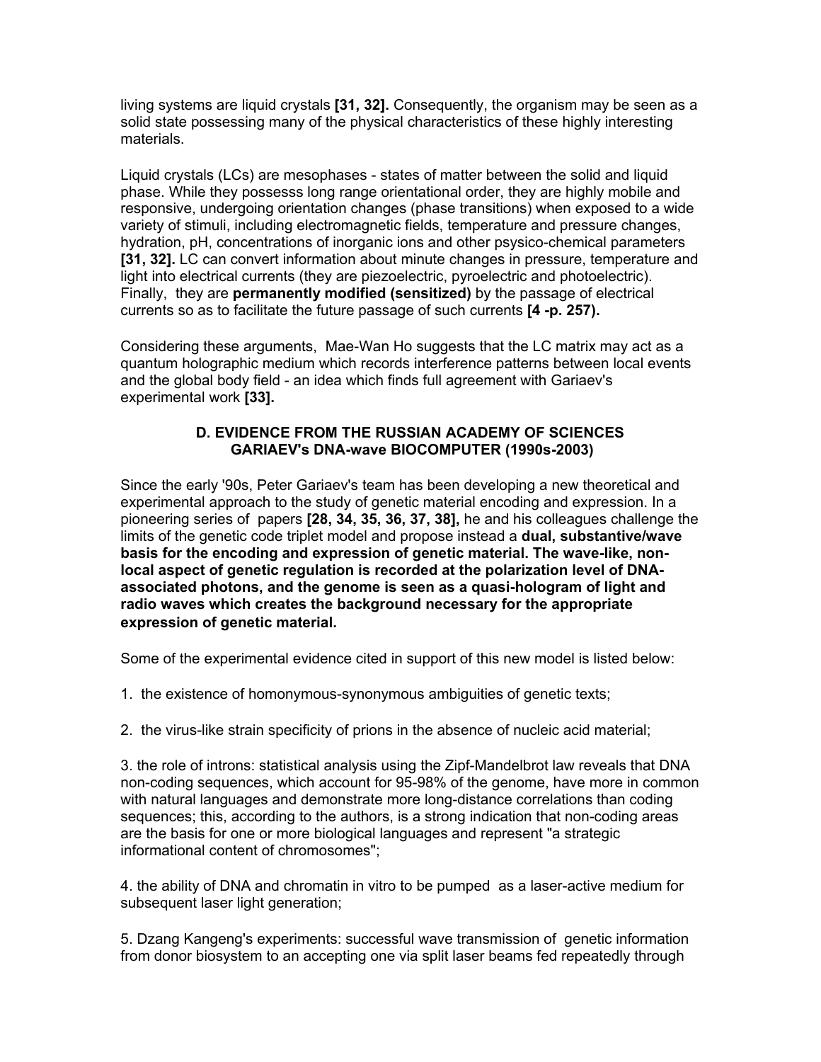living systems are liquid crystals **[31, 32].** Consequently, the organism may be seen as a solid state possessing many of the physical characteristics of these highly interesting materials.

Liquid crystals (LCs) are mesophases - states of matter between the solid and liquid phase. While they possesss long range orientational order, they are highly mobile and responsive, undergoing orientation changes (phase transitions) when exposed to a wide variety of stimuli, including electromagnetic fields, temperature and pressure changes, hydration, pH, concentrations of inorganic ions and other psysico-chemical parameters **[31, 32].** LC can convert information about minute changes in pressure, temperature and light into electrical currents (they are piezoelectric, pyroelectric and photoelectric). Finally, they are **permanently modified (sensitized)** by the passage of electrical currents so as to facilitate the future passage of such currents **[4 -p. 257).**

Considering these arguments, Mae-Wan Ho suggests that the LC matrix may act as a quantum holographic medium which records interference patterns between local events and the global body field - an idea which finds full agreement with Gariaev's experimental work **[33].**

### D. EVIDENCE FROM THE RUSSIAN ACADEMY OF SCIENCES GARIAEV's DNA-wave BIOCOMPUTER (1990s-2003)

Since the early '90s, Peter Gariaev's team has been developing a new theoretical and experimental approach to the study of genetic material encoding and expression. In a pioneering series of papers **[28, 34, 35, 36, 37, 38],** he and his colleagues challenge the limits of the genetic code triplet model and propose instead a **dual, substantive/wave basis for the encoding and expression of genetic material. The wave-like, non-local aspect of genetic regulation is recorded at the polarization level of DNA-associated photons, and the genome is seen as a quasi-hologram of light and radio waves which creates the background necessary for the appropriate expression of genetic material.**

Some of the experimental evidence cited in support of this new model is listed below:

1. the existence of homonymous-synonymous ambiguities of genetic texts;

2. the virus-like strain specificity of prions in the absence of nucleic acid material;

3. the role of introns: statistical analysis using the Zipf-Mandelbrot law reveals that DNA non-coding sequences, which account for 95-98% of the genome, have more in common with natural languages and demonstrate more long-distance correlations than coding sequences; this, according to the authors, is a strong indication that non-coding areas are the basis for one or more biological languages and represent "a strategic informational content of chromosomes";

4. the ability of DNA and chromatin in vitro to be pumped as a laser-active medium for subsequent laser light generation;

5. Dzang Kangeng's experiments: successful wave transmission of genetic information from donor biosystem to an accepting one via split laser beams fed repeatedly through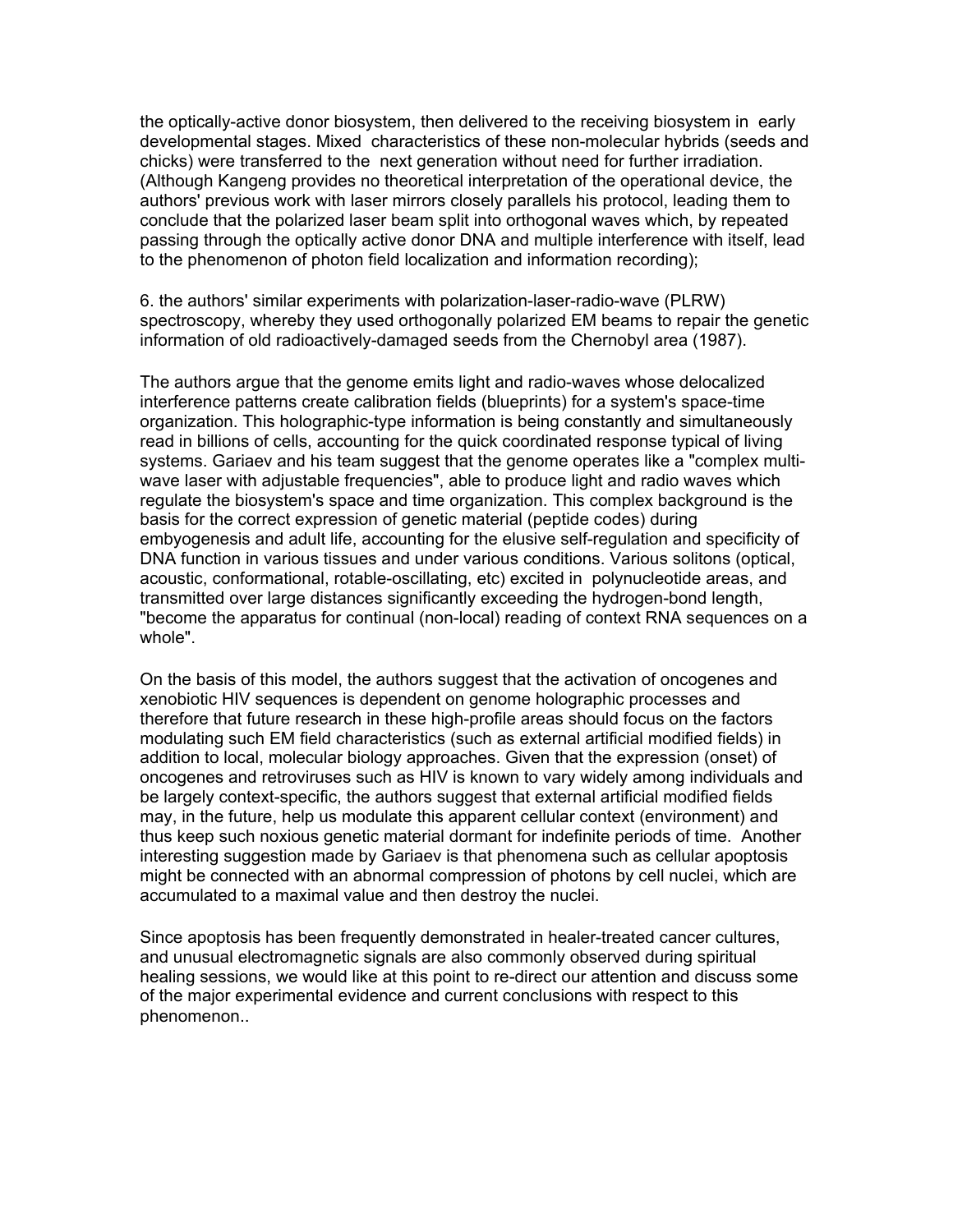the optically-active donor biosystem, then delivered to the receiving biosystem in early developmental stages. Mixed characteristics of these non-molecular hybrids (seeds and chicks) were transferred to the next generation without need for further irradiation. (Although Kangeng provides no theoretical interpretation of the operational device, the authors' previous work with laser mirrors closely parallels his protocol, leading them to conclude that the polarized laser beam split into orthogonal waves which, by repeated passing through the optically active donor DNA and multiple interference with itself, lead to the phenomenon of photon field localization and information recording);

6. the authors' similar experiments with polarization-laser-radio-wave (PLRW) spectroscopy, whereby they used orthogonally polarized EM beams to repair the genetic information of old radioactively-damaged seeds from the Chernobyl area (1987).

The authors argue that the genome emits light and radio-waves whose delocalized interference patterns create calibration fields (blueprints) for a system's space-time organization. This holographic-type information is being constantly and simultaneously read in billions of cells, accounting for the quick coordinated response typical of living systems. Gariaev and his team suggest that the genome operates like a "complex multi-wave laser with adjustable frequencies", able to produce light and radio waves which regulate the biosystem's space and time organization. This complex background is the basis for the correct expression of genetic material (peptide codes) during embyogenesis and adult life, accounting for the elusive self-regulation and specificity of DNA function in various tissues and under various conditions. Various solitons (optical, acoustic, conformational, rotable-oscillating, etc) excited in polynucleotide areas, and transmitted over large distances significantly exceeding the hydrogen-bond length, "become the apparatus for continual (non-local) reading of context RNA sequences on a whole".

On the basis of this model, the authors suggest that the activation of oncogenes and xenobiotic HIV sequences is dependent on genome holographic processes and therefore that future research in these high-profile areas should focus on the factors modulating such EM field characteristics (such as external artificial modified fields) in addition to local, molecular biology approaches. Given that the expression (onset) of oncogenes and retroviruses such as HIV is known to vary widely among individuals and be largely context-specific, the authors suggest that external artificial modified fields may, in the future, help us modulate this apparent cellular context (environment) and thus keep such noxious genetic material dormant for indefinite periods of time. Another interesting suggestion made by Gariaev is that phenomena such as cellular apoptosis might be connected with an abnormal compression of photons by cell nuclei, which are accumulated to a maximal value and then destroy the nuclei.

Since apoptosis has been frequently demonstrated in healer-treated cancer cultures, and unusual electromagnetic signals are also commonly observed during spiritual healing sessions, we would like at this point to re-direct our attention and discuss some of the major experimental evidence and current conclusions with respect to this phenomenon..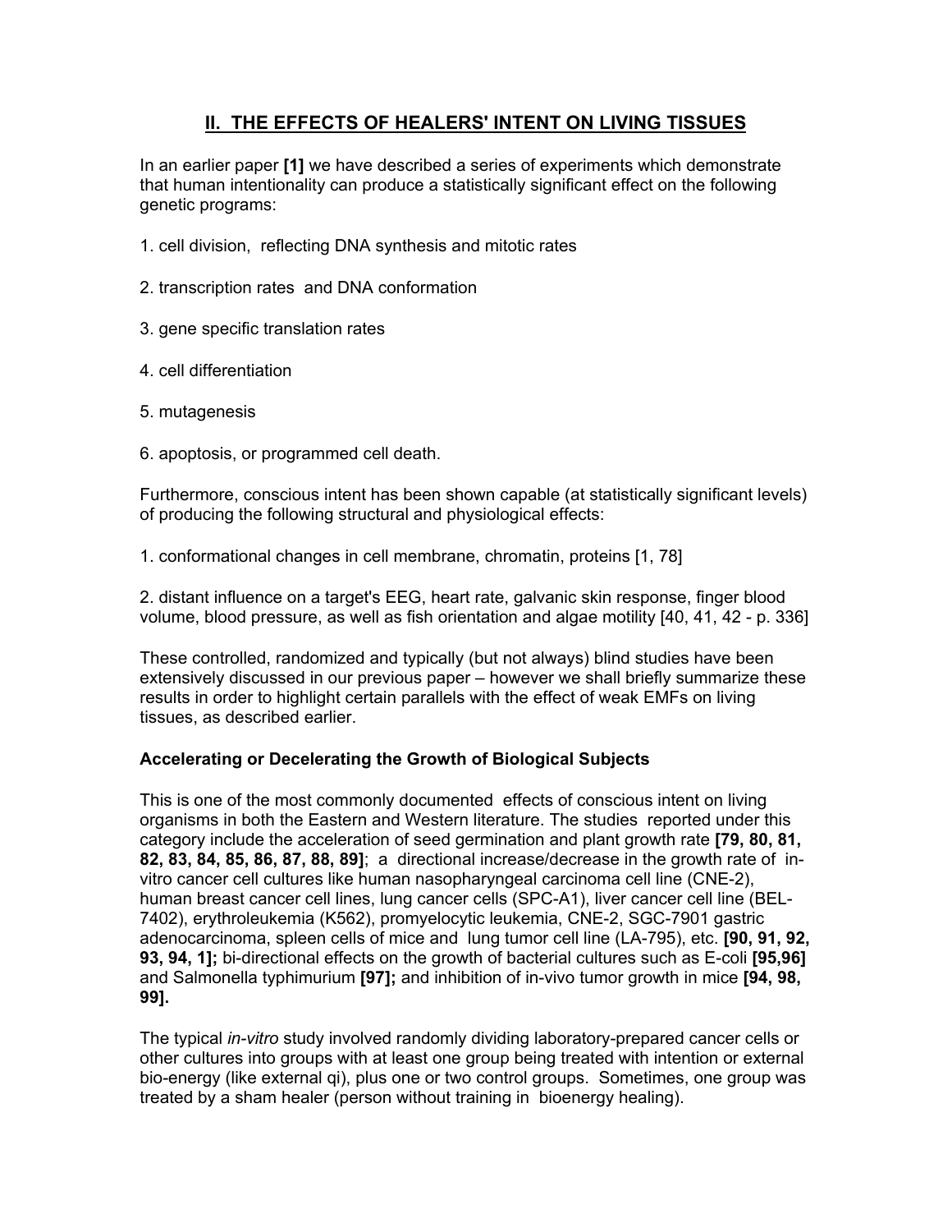## II. THE EFFECTS OF HEALERS' INTENT ON LIVING TISSUES

In an earlier paper **[1]** we have described a series of experiments which demonstrate that human intentionality can produce a statistically significant effect on the following genetic programs:

1. cell division, reflecting DNA synthesis and mitotic rates

2. transcription rates and DNA conformation

3. gene specific translation rates

4. cell differentiation

5. mutagenesis

6. apoptosis, or programmed cell death.

Furthermore, conscious intent has been shown capable (at statistically significant levels) of producing the following structural and physiological effects:

1. conformational changes in cell membrane, chromatin, proteins [1, 78]

2. distant influence on a target's EEG, heart rate, galvanic skin response, finger blood volume, blood pressure, as well as fish orientation and algae motility [40, 41, 42 - p. 336]

These controlled, randomized and typically (but not always) blind studies have been extensively discussed in our previous paper – however we shall briefly summarize these results in order to highlight certain parallels with the effect of weak EMFs on living tissues, as described earlier.

### Accelerating or Decelerating the Growth of Biological Subjects

This is one of the most commonly documented effects of conscious intent on living organisms in both the Eastern and Western literature. The studies reported under this category include the acceleration of seed germination and plant growth rate **[79, 80, 81, 82, 83, 84, 85, 86, 87, 88, 89]**; a directional increase/decrease in the growth rate of in-vitro cancer cell cultures like human nasopharyngeal carcinoma cell line (CNE-2), human breast cancer cell lines, lung cancer cells (SPC-A1), liver cancer cell line (BEL-7402), erythroleukemia (K562), promyelocytic leukemia, CNE-2, SGC-7901 gastric adenocarcinoma, spleen cells of mice and lung tumor cell line (LA-795), etc. **[90, 91, 92, 93, 94, 1];** bi-directional effects on the growth of bacterial cultures such as E-coli **[95,96]** and Salmonella typhimurium **[97];** and inhibition of in-vivo tumor growth in mice **[94, 98, 99].**

The typical *in-vitro* study involved randomly dividing laboratory-prepared cancer cells or other cultures into groups with at least one group being treated with intention or external bio-energy (like external qi), plus one or two control groups. Sometimes, one group was treated by a sham healer (person without training in bioenergy healing).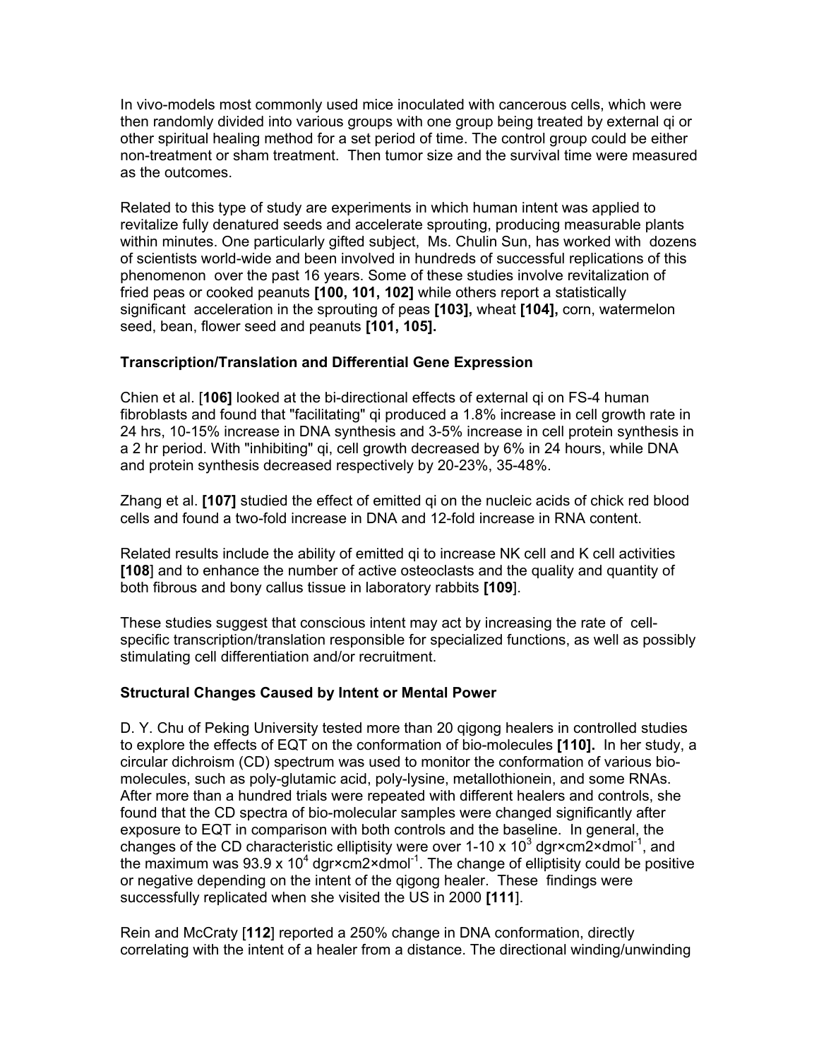In vivo-models most commonly used mice inoculated with cancerous cells, which were then randomly divided into various groups with one group being treated by external qi or other spiritual healing method for a set period of time. The control group could be either non-treatment or sham treatment. Then tumor size and the survival time were measured as the outcomes.

Related to this type of study are experiments in which human intent was applied to revitalize fully denatured seeds and accelerate sprouting, producing measurable plants within minutes. One particularly gifted subject, Ms. Chulin Sun, has worked with dozens of scientists world-wide and been involved in hundreds of successful replications of this phenomenon over the past 16 years. Some of these studies involve revitalization of fried peas or cooked peanuts **[100, 101, 102]** while others report a statistically significant acceleration in the sprouting of peas **[103],** wheat **[104],** corn, watermelon seed, bean, flower seed and peanuts **[101, 105].**

### Transcription/Translation and Differential Gene Expression

Chien et al. [**106**] looked at the bi-directional effects of external qi on FS-4 human fibroblasts and found that "facilitating" qi produced a 1.8% increase in cell growth rate in 24 hrs, 10-15% increase in DNA synthesis and 3-5% increase in cell protein synthesis in a 2 hr period. With "inhibiting" qi, cell growth decreased by 6% in 24 hours, while DNA and protein synthesis decreased respectively by 20-23%, 35-48%.

Zhang et al. **[107]** studied the effect of emitted qi on the nucleic acids of chick red blood cells and found a two-fold increase in DNA and 12-fold increase in RNA content.

Related results include the ability of emitted qi to increase NK cell and K cell activities **[108**] and to enhance the number of active osteoclasts and the quality and quantity of both fibrous and bony callus tissue in laboratory rabbits **[109**].

These studies suggest that conscious intent may act by increasing the rate of cell-specific transcription/translation responsible for specialized functions, as well as possibly stimulating cell differentiation and/or recruitment.

### Structural Changes Caused by Intent or Mental Power

D. Y. Chu of Peking University tested more than 20 qigong healers in controlled studies to explore the effects of EQT on the conformation of bio-molecules **[110].** In her study, a circular dichroism (CD) spectrum was used to monitor the conformation of various bio-molecules, such as poly-glutamic acid, poly-lysine, metallothionein, and some RNAs. After more than a hundred trials were repeated with different healers and controls, she found that the CD spectra of bio-molecular samples were changed significantly after exposure to EQT in comparison with both controls and the baseline. In general, the changes of the CD characteristic elliptisity were over 1-10 x $10^3$ dgr×cm2×$dmol^{-1}$, and the maximum was 93.9 x $10^4$ dgr×cm2×$dmol^{-1}$. The change of elliptisity could be positive or negative depending on the intent of the qigong healer. These findings were successfully replicated when she visited the US in 2000 **[111**].

Rein and McCraty [**112**] reported a 250% change in DNA conformation, directly correlating with the intent of a healer from a distance. The directional winding/unwinding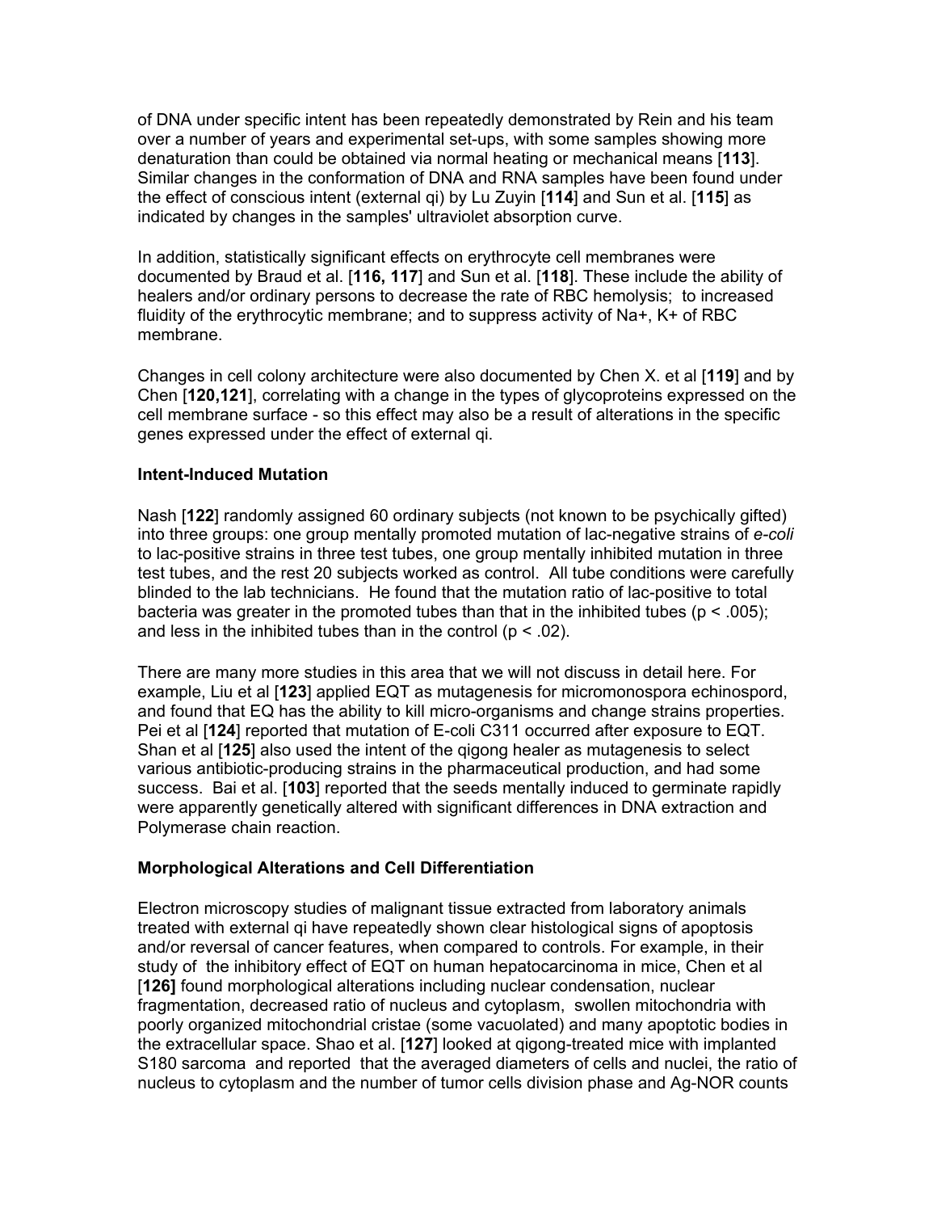of DNA under specific intent has been repeatedly demonstrated by Rein and his team over a number of years and experimental set-ups, with some samples showing more denaturation than could be obtained via normal heating or mechanical means [**113**]. Similar changes in the conformation of DNA and RNA samples have been found under the effect of conscious intent (external qi) by Lu Zuyin [**114**] and Sun et al. [**115**] as indicated by changes in the samples' ultraviolet absorption curve.

In addition, statistically significant effects on erythrocyte cell membranes were documented by Braud et al. [**116, 117**] and Sun et al. [**118**]. These include the ability of healers and/or ordinary persons to decrease the rate of RBC hemolysis; to increased fluidity of the erythrocytic membrane; and to suppress activity of Na+, K+ of RBC membrane.

Changes in cell colony architecture were also documented by Chen X. et al [**119**] and by Chen [**120,121**], correlating with a change in the types of glycoproteins expressed on the cell membrane surface - so this effect may also be a result of alterations in the specific genes expressed under the effect of external qi.

**Intent-Induced Mutation**

Nash [**122**] randomly assigned 60 ordinary subjects (not known to be psychically gifted) into three groups: one group mentally promoted mutation of lac-negative strains of *e-coli* to lac-positive strains in three test tubes, one group mentally inhibited mutation in three test tubes, and the rest 20 subjects worked as control. All tube conditions were carefully blinded to the lab technicians. He found that the mutation ratio of lac-positive to total bacteria was greater in the promoted tubes than that in the inhibited tubes ($p < .005$); and less in the inhibited tubes than in the control ($p < .02$).

There are many more studies in this area that we will not discuss in detail here. For example, Liu et al [**123**] applied EQT as mutagenesis for micromonospora echinospord, and found that EQ has the ability to kill micro-organisms and change strains properties. Pei et al [**124**] reported that mutation of E-coli C311 occurred after exposure to EQT. Shan et al [**125**] also used the intent of the qigong healer as mutagenesis to select various antibiotic-producing strains in the pharmaceutical production, and had some success. Bai et al. [**103**] reported that the seeds mentally induced to germinate rapidly were apparently genetically altered with significant differences in DNA extraction and Polymerase chain reaction.

**Morphological Alterations and Cell Differentiation**

Electron microscopy studies of malignant tissue extracted from laboratory animals treated with external qi have repeatedly shown clear histological signs of apoptosis and/or reversal of cancer features, when compared to controls. For example, in their study of the inhibitory effect of EQT on human hepatocarcinoma in mice, Chen et al [**126]** found morphological alterations including nuclear condensation, nuclear fragmentation, decreased ratio of nucleus and cytoplasm, swollen mitochondria with poorly organized mitochondrial cristae (some vacuolated) and many apoptotic bodies in the extracellular space. Shao et al. [**127**] looked at qigong-treated mice with implanted S180 sarcoma and reported that the averaged diameters of cells and nuclei, the ratio of nucleus to cytoplasm and the number of tumor cells division phase and Ag-NOR counts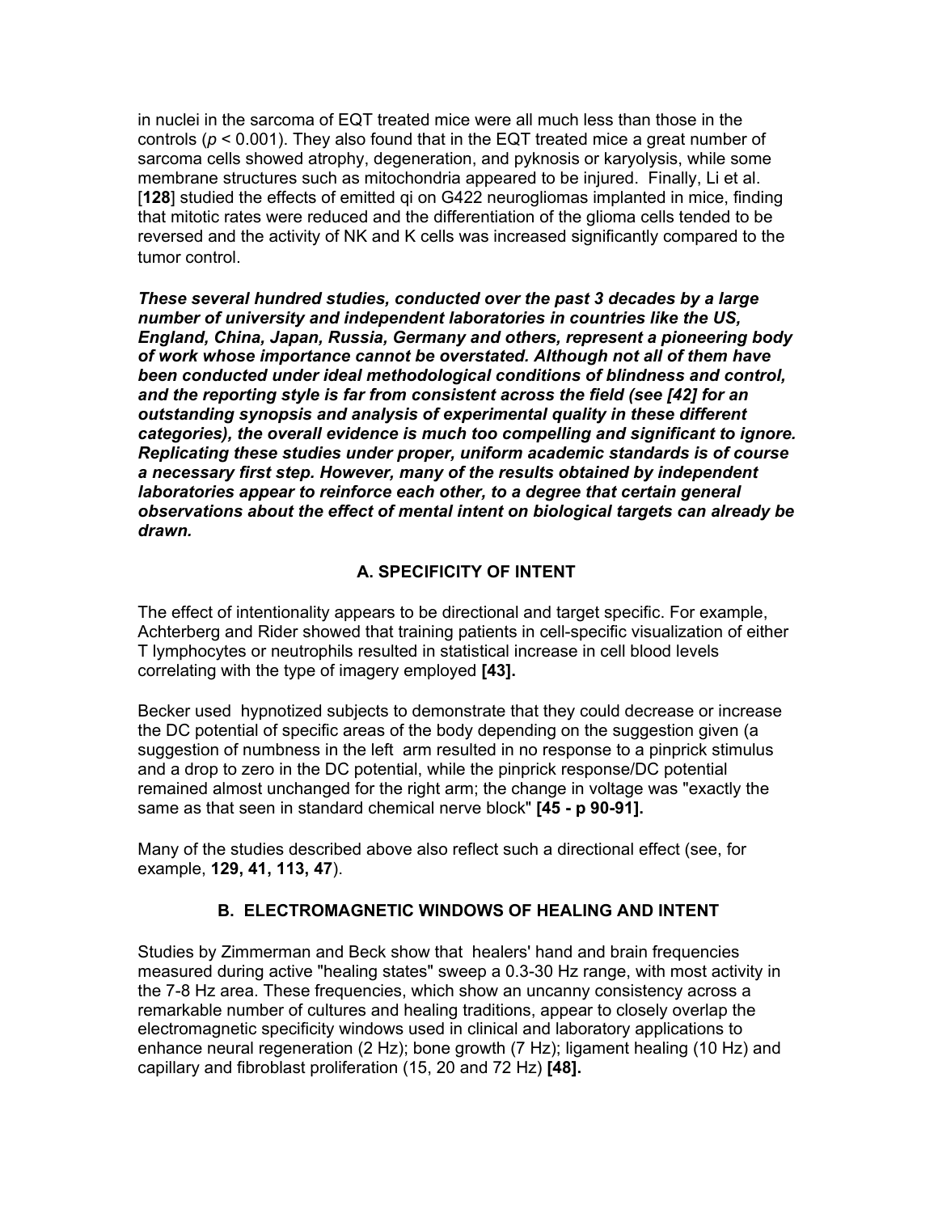in nuclei in the sarcoma of EQT treated mice were all much less than those in the controls ($p < 0.001$). They also found that in the EQT treated mice a great number of sarcoma cells showed atrophy, degeneration, and pyknosis or karyolysis, while some membrane structures such as mitochondria appeared to be injured. Finally, Li et al. [**128**] studied the effects of emitted qi on G422 neurogliomas implanted in mice, finding that mitotic rates were reduced and the differentiation of the glioma cells tended to be reversed and the activity of NK and K cells was increased significantly compared to the tumor control.

***These several hundred studies, conducted over the past 3 decades by a large number of university and independent laboratories in countries like the US, England, China, Japan, Russia, Germany and others, represent a pioneering body of work whose importance cannot be overstated. Although not all of them have been conducted under ideal methodological conditions of blindness and control, and the reporting style is far from consistent across the field (see [42] for an outstanding synopsis and analysis of experimental quality in these different categories), the overall evidence is much too compelling and significant to ignore. Replicating these studies under proper, uniform academic standards is of course a necessary first step. However, many of the results obtained by independent laboratories appear to reinforce each other, to a degree that certain general observations about the effect of mental intent on biological targets can already be drawn.***

## A. SPECIFICITY OF INTENT

The effect of intentionality appears to be directional and target specific. For example, Achterberg and Rider showed that training patients in cell-specific visualization of either T lymphocytes or neutrophils resulted in statistical increase in cell blood levels correlating with the type of imagery employed **[43].**

Becker used hypnotized subjects to demonstrate that they could decrease or increase the DC potential of specific areas of the body depending on the suggestion given (a suggestion of numbness in the left arm resulted in no response to a pinprick stimulus and a drop to zero in the DC potential, while the pinprick response/DC potential remained almost unchanged for the right arm; the change in voltage was "exactly the same as that seen in standard chemical nerve block" **[45 - p 90-91].**

Many of the studies described above also reflect such a directional effect (see, for example, **129, 41, 113, 47**).

## B. ELECTROMAGNETIC WINDOWS OF HEALING AND INTENT

Studies by Zimmerman and Beck show that healers' hand and brain frequencies measured during active "healing states" sweep a 0.3-30 Hz range, with most activity in the 7-8 Hz area. These frequencies, which show an uncanny consistency across a remarkable number of cultures and healing traditions, appear to closely overlap the electromagnetic specificity windows used in clinical and laboratory applications to enhance neural regeneration (2 Hz); bone growth (7 Hz); ligament healing (10 Hz) and capillary and fibroblast proliferation (15, 20 and 72 Hz) **[48].**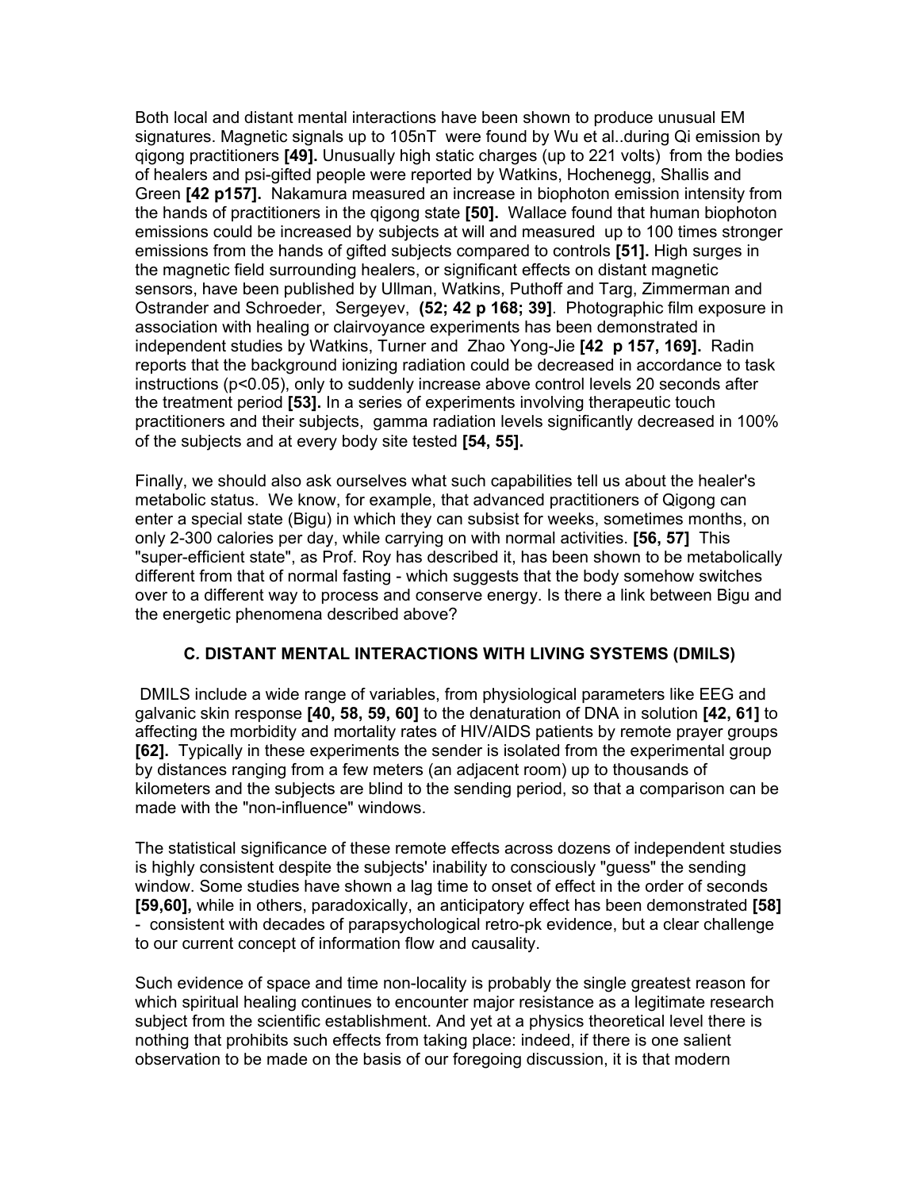Both local and distant mental interactions have been shown to produce unusual EM signatures. Magnetic signals up to 105nT were found by Wu et al..during Qi emission by qigong practitioners **[49].** Unusually high static charges (up to 221 volts) from the bodies of healers and psi-gifted people were reported by Watkins, Hochenegg, Shallis and Green **[42 p157].** Nakamura measured an increase in biophoton emission intensity from the hands of practitioners in the qigong state **[50].** Wallace found that human biophoton emissions could be increased by subjects at will and measured up to 100 times stronger emissions from the hands of gifted subjects compared to controls **[51].** High surges in the magnetic field surrounding healers, or significant effects on distant magnetic sensors, have been published by Ullman, Watkins, Puthoff and Targ, Zimmerman and Ostrander and Schroeder, Sergeyev, **(52; 42 p 168; 39]**. Photographic film exposure in association with healing or clairvoyance experiments has been demonstrated in independent studies by Watkins, Turner and Zhao Yong-Jie **[42 p 157, 169].** Radin reports that the background ionizing radiation could be decreased in accordance to task instructions ($p<0.05$), only to suddenly increase above control levels 20 seconds after the treatment period **[53].** In a series of experiments involving therapeutic touch practitioners and their subjects, gamma radiation levels significantly decreased in 100% of the subjects and at every body site tested **[54, 55].**

Finally, we should also ask ourselves what such capabilities tell us about the healer's metabolic status. We know, for example, that advanced practitioners of Qigong can enter a special state (Bigu) in which they can subsist for weeks, sometimes months, on only 2-300 calories per day, while carrying on with normal activities. **[56, 57]** This "super-efficient state", as Prof. Roy has described it, has been shown to be metabolically different from that of normal fasting - which suggests that the body somehow switches over to a different way to process and conserve energy. Is there a link between Bigu and the energetic phenomena described above?

### C. DISTANT MENTAL INTERACTIONS WITH LIVING SYSTEMS (DMILS)

DMILS include a wide range of variables, from physiological parameters like EEG and galvanic skin response **[40, 58, 59, 60]** to the denaturation of DNA in solution **[42, 61]** to affecting the morbidity and mortality rates of HIV/AIDS patients by remote prayer groups **[62].** Typically in these experiments the sender is isolated from the experimental group by distances ranging from a few meters (an adjacent room) up to thousands of kilometers and the subjects are blind to the sending period, so that a comparison can be made with the "non-influence" windows.

The statistical significance of these remote effects across dozens of independent studies is highly consistent despite the subjects' inability to consciously "guess" the sending window. Some studies have shown a lag time to onset of effect in the order of seconds **[59,60],** while in others, paradoxically, an anticipatory effect has been demonstrated **[58]** - consistent with decades of parapsychological retro-pk evidence, but a clear challenge to our current concept of information flow and causality.

Such evidence of space and time non-locality is probably the single greatest reason for which spiritual healing continues to encounter major resistance as a legitimate research subject from the scientific establishment. And yet at a physics theoretical level there is nothing that prohibits such effects from taking place: indeed, if there is one salient observation to be made on the basis of our foregoing discussion, it is that modern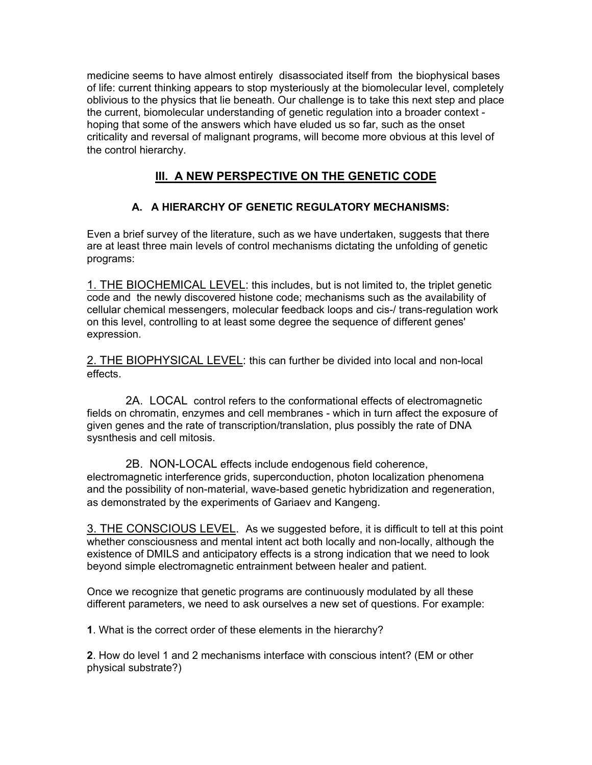medicine seems to have almost entirely disassociated itself from the biophysical bases of life: current thinking appears to stop mysteriously at the biomolecular level, completely oblivious to the physics that lie beneath. Our challenge is to take this next step and place the current, biomolecular understanding of genetic regulation into a broader context - hoping that some of the answers which have eluded us so far, such as the onset criticality and reversal of malignant programs, will become more obvious at this level of the control hierarchy.

## III. A NEW PERSPECTIVE ON THE GENETIC CODE

### A. A HIERARCHY OF GENETIC REGULATORY MECHANISMS:

Even a brief survey of the literature, such as we have undertaken, suggests that there are at least three main levels of control mechanisms dictating the unfolding of genetic programs:

1. THE BIOCHEMICAL LEVEL: this includes, but is not limited to, the triplet genetic code and the newly discovered histone code; mechanisms such as the availability of cellular chemical messengers, molecular feedback loops and cis-/ trans-regulation work on this level, controlling to at least some degree the sequence of different genes' expression.

2. THE BIOPHYSICAL LEVEL: this can further be divided into local and non-local effects.

2A. LOCAL control refers to the conformational effects of electromagnetic fields on chromatin, enzymes and cell membranes - which in turn affect the exposure of given genes and the rate of transcription/translation, plus possibly the rate of DNA sysnthesis and cell mitosis.

2B. NON-LOCAL effects include endogenous field coherence, electromagnetic interference grids, superconduction, photon localization phenomena and the possibility of non-material, wave-based genetic hybridization and regeneration, as demonstrated by the experiments of Gariaev and Kangeng.

3. THE CONSCIOUS LEVEL. As we suggested before, it is difficult to tell at this point whether consciousness and mental intent act both locally and non-locally, although the existence of DMILS and anticipatory effects is a strong indication that we need to look beyond simple electromagnetic entrainment between healer and patient.

Once we recognize that genetic programs are continuously modulated by all these different parameters, we need to ask ourselves a new set of questions. For example:

**1**. What is the correct order of these elements in the hierarchy?

**2**. How do level 1 and 2 mechanisms interface with conscious intent? (EM or other physical substrate?)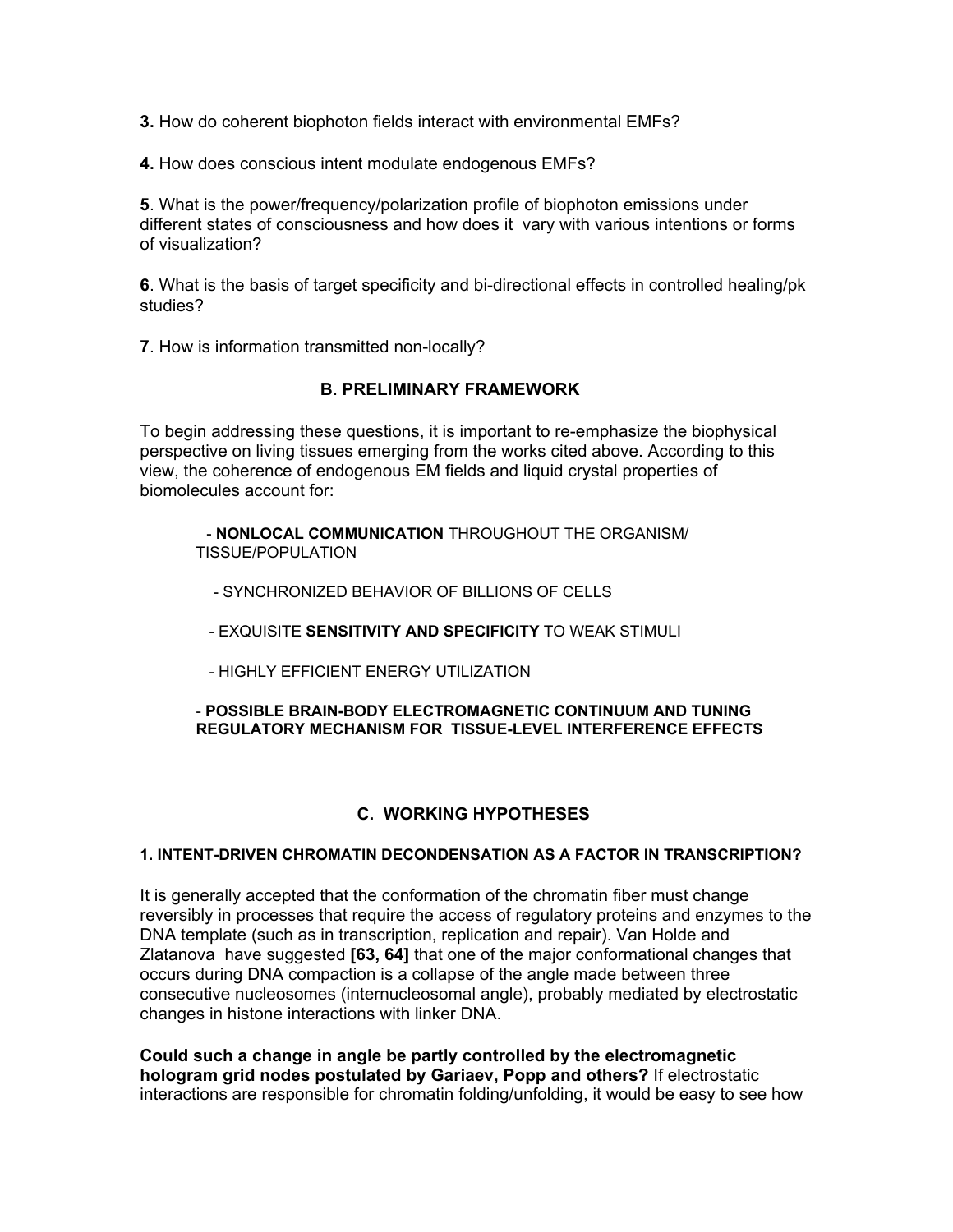**3.** How do coherent biophoton fields interact with environmental EMFs?

**4.** How does conscious intent modulate endogenous EMFs?

**5**. What is the power/frequency/polarization profile of biophoton emissions under different states of consciousness and how does it vary with various intentions or forms of visualization?

**6**. What is the basis of target specificity and bi-directional effects in controlled healing/pk studies?

**7**. How is information transmitted non-locally?

## B. PRELIMINARY FRAMEWORK

To begin addressing these questions, it is important to re-emphasize the biophysical perspective on living tissues emerging from the works cited above. According to this view, the coherence of endogenous EM fields and liquid crystal properties of biomolecules account for:

- **NONLOCAL COMMUNICATION** THROUGHOUT THE ORGANISM/ TISSUE/POPULATION
- SYNCHRONIZED BEHAVIOR OF BILLIONS OF CELLS
- EXQUISITE **SENSITIVITY AND SPECIFICITY** TO WEAK STIMULI
- HIGHLY EFFICIENT ENERGY UTILIZATION
- **POSSIBLE BRAIN-BODY ELECTROMAGNETIC CONTINUUM AND TUNING REGULATORY MECHANISM FOR TISSUE-LEVEL INTERFERENCE EFFECTS**

## C. WORKING HYPOTHESES

### 1. INTENT-DRIVEN CHROMATIN DECONDENSATION AS A FACTOR IN TRANSCRIPTION?

It is generally accepted that the conformation of the chromatin fiber must change reversibly in processes that require the access of regulatory proteins and enzymes to the DNA template (such as in transcription, replication and repair). Van Holde and Zlatanova have suggested **[63, 64]** that one of the major conformational changes that occurs during DNA compaction is a collapse of the angle made between three consecutive nucleosomes (internucleosomal angle), probably mediated by electrostatic changes in histone interactions with linker DNA.

**Could such a change in angle be partly controlled by the electromagnetic hologram grid nodes postulated by Gariaev, Popp and others?** If electrostatic interactions are responsible for chromatin folding/unfolding, it would be easy to see how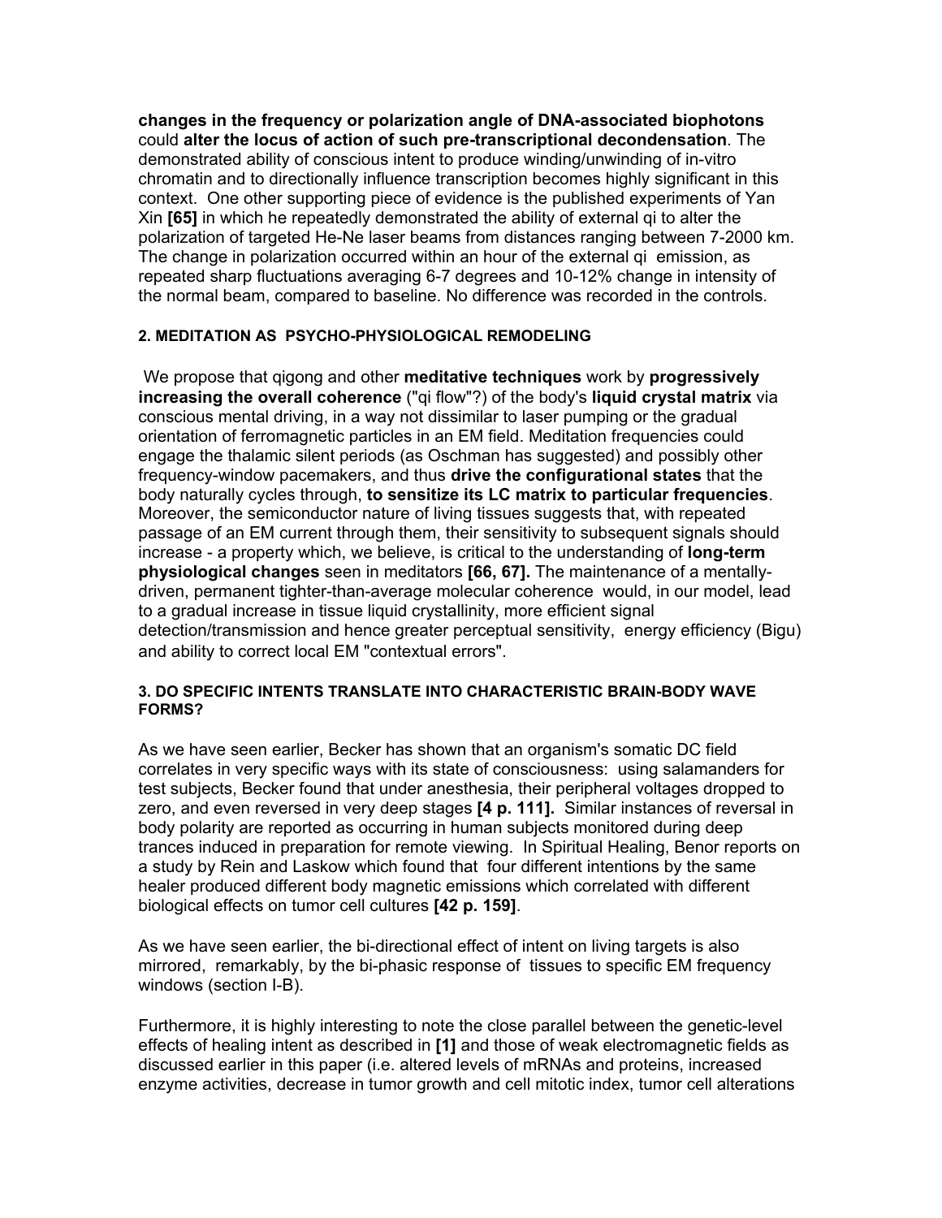**changes in the frequency or polarization angle of DNA-associated biophotons** could **alter the locus of action of such pre-transcriptional decondensation**. The demonstrated ability of conscious intent to produce winding/unwinding of in-vitro chromatin and to directionally influence transcription becomes highly significant in this context. One other supporting piece of evidence is the published experiments of Yan Xin **[65]** in which he repeatedly demonstrated the ability of external qi to alter the polarization of targeted He-Ne laser beams from distances ranging between 7-2000 km. The change in polarization occurred within an hour of the external qi emission, as repeated sharp fluctuations averaging 6-7 degrees and 10-12% change in intensity of the normal beam, compared to baseline. No difference was recorded in the controls.

#### 2. MEDITATION AS PSYCHO-PHYSIOLOGICAL REMODELING

We propose that qigong and other **meditative techniques** work by **progressively increasing the overall coherence** ("qi flow"?) of the body's **liquid crystal matrix** via conscious mental driving, in a way not dissimilar to laser pumping or the gradual orientation of ferromagnetic particles in an EM field. Meditation frequencies could engage the thalamic silent periods (as Oschman has suggested) and possibly other frequency-window pacemakers, and thus **drive the configurational states** that the body naturally cycles through, **to sensitize its LC matrix to particular frequencies**. Moreover, the semiconductor nature of living tissues suggests that, with repeated passage of an EM current through them, their sensitivity to subsequent signals should increase - a property which, we believe, is critical to the understanding of **long-term physiological changes** seen in meditators **[66, 67].** The maintenance of a mentally-driven, permanent tighter-than-average molecular coherence would, in our model, lead to a gradual increase in tissue liquid crystallinity, more efficient signal detection/transmission and hence greater perceptual sensitivity, energy efficiency (Bigu) and ability to correct local EM "contextual errors".

#### 3. DO SPECIFIC INTENTS TRANSLATE INTO CHARACTERISTIC BRAIN-BODY WAVE FORMS?

As we have seen earlier, Becker has shown that an organism's somatic DC field correlates in very specific ways with its state of consciousness: using salamanders for test subjects, Becker found that under anesthesia, their peripheral voltages dropped to zero, and even reversed in very deep stages **[4 p. 111].** Similar instances of reversal in body polarity are reported as occurring in human subjects monitored during deep trances induced in preparation for remote viewing. In Spiritual Healing, Benor reports on a study by Rein and Laskow which found that four different intentions by the same healer produced different body magnetic emissions which correlated with different biological effects on tumor cell cultures **[42 p. 159]**.

As we have seen earlier, the bi-directional effect of intent on living targets is also mirrored, remarkably, by the bi-phasic response of tissues to specific EM frequency windows (section I-B).

Furthermore, it is highly interesting to note the close parallel between the genetic-level effects of healing intent as described in **[1]** and those of weak electromagnetic fields as discussed earlier in this paper (i.e. altered levels of mRNAs and proteins, increased enzyme activities, decrease in tumor growth and cell mitotic index, tumor cell alterations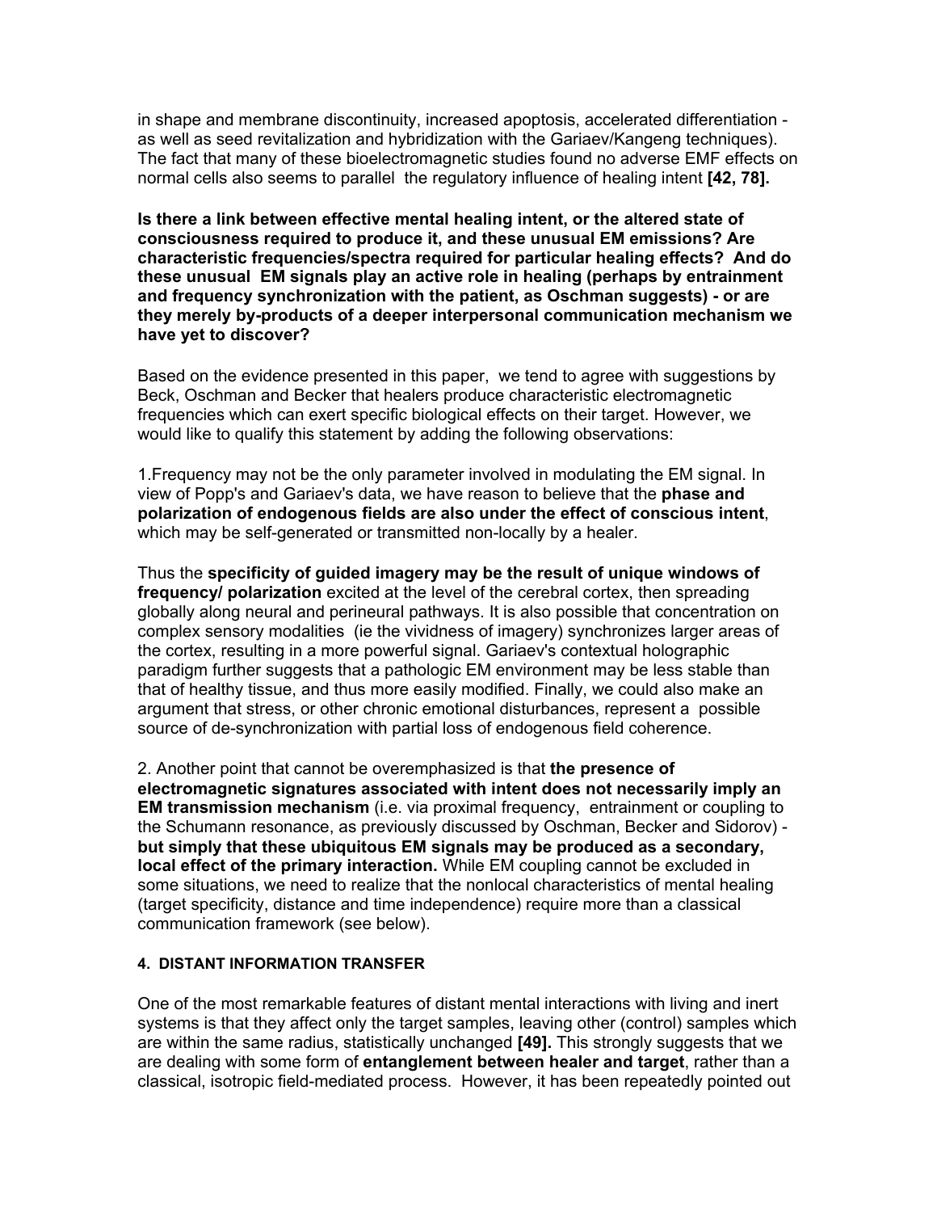in shape and membrane discontinuity, increased apoptosis, accelerated differentiation - as well as seed revitalization and hybridization with the Gariaev/Kangeng techniques). The fact that many of these bioelectromagnetic studies found no adverse EMF effects on normal cells also seems to parallel the regulatory influence of healing intent **[42, 78].**

**Is there a link between effective mental healing intent, or the altered state of consciousness required to produce it, and these unusual EM emissions? Are characteristic frequencies/spectra required for particular healing effects? And do these unusual EM signals play an active role in healing (perhaps by entrainment and frequency synchronization with the patient, as Oschman suggests) - or are they merely by-products of a deeper interpersonal communication mechanism we have yet to discover?**

Based on the evidence presented in this paper, we tend to agree with suggestions by Beck, Oschman and Becker that healers produce characteristic electromagnetic frequencies which can exert specific biological effects on their target. However, we would like to qualify this statement by adding the following observations:

1.Frequency may not be the only parameter involved in modulating the EM signal. In view of Popp's and Gariaev's data, we have reason to believe that the **phase and polarization of endogenous fields are also under the effect of conscious intent**, which may be self-generated or transmitted non-locally by a healer.

Thus the **specificity of guided imagery may be the result of unique windows of frequency/ polarization** excited at the level of the cerebral cortex, then spreading globally along neural and perineural pathways. It is also possible that concentration on complex sensory modalities (ie the vividness of imagery) synchronizes larger areas of the cortex, resulting in a more powerful signal. Gariaev's contextual holographic paradigm further suggests that a pathologic EM environment may be less stable than that of healthy tissue, and thus more easily modified. Finally, we could also make an argument that stress, or other chronic emotional disturbances, represent a possible source of de-synchronization with partial loss of endogenous field coherence.

2. Another point that cannot be overemphasized is that **the presence of electromagnetic signatures associated with intent does not necessarily imply an EM transmission mechanism** (i.e. via proximal frequency, entrainment or coupling to the Schumann resonance, as previously discussed by Oschman, Becker and Sidorov) - **but simply that these ubiquitous EM signals may be produced as a secondary, local effect of the primary interaction.** While EM coupling cannot be excluded in some situations, we need to realize that the nonlocal characteristics of mental healing (target specificity, distance and time independence) require more than a classical communication framework (see below).

#### 4. DISTANT INFORMATION TRANSFER

One of the most remarkable features of distant mental interactions with living and inert systems is that they affect only the target samples, leaving other (control) samples which are within the same radius, statistically unchanged **[49].** This strongly suggests that we are dealing with some form of **entanglement between healer and target**, rather than a classical, isotropic field-mediated process. However, it has been repeatedly pointed out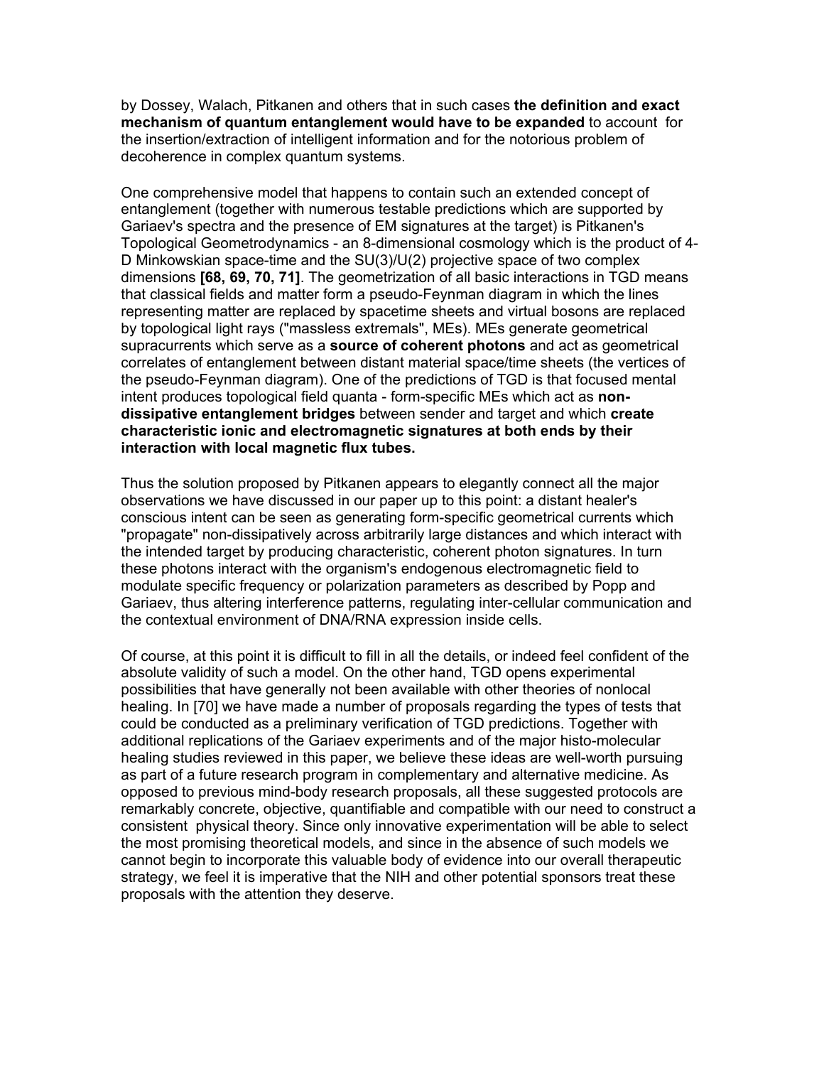by Dossey, Walach, Pitkanen and others that in such cases **the definition and exact mechanism of quantum entanglement would have to be expanded** to account for the insertion/extraction of intelligent information and for the notorious problem of decoherence in complex quantum systems.

One comprehensive model that happens to contain such an extended concept of entanglement (together with numerous testable predictions which are supported by Gariaev's spectra and the presence of EM signatures at the target) is Pitkanen's Topological Geometrodynamics - an 8-dimensional cosmology which is the product of 4-D Minkowskian space-time and the SU(3)/U(2) projective space of two complex dimensions **[68, 69, 70, 71]**. The geometrization of all basic interactions in TGD means that classical fields and matter form a pseudo-Feynman diagram in which the lines representing matter are replaced by spacetime sheets and virtual bosons are replaced by topological light rays ("massless extremals", MEs). MEs generate geometrical supracurrents which serve as a **source of coherent photons** and act as geometrical correlates of entanglement between distant material space/time sheets (the vertices of the pseudo-Feynman diagram). One of the predictions of TGD is that focused mental intent produces topological field quanta - form-specific MEs which act as **non-dissipative entanglement bridges** between sender and target and which **create characteristic ionic and electromagnetic signatures at both ends by their interaction with local magnetic flux tubes.**

Thus the solution proposed by Pitkanen appears to elegantly connect all the major observations we have discussed in our paper up to this point: a distant healer's conscious intent can be seen as generating form-specific geometrical currents which "propagate" non-dissipatively across arbitrarily large distances and which interact with the intended target by producing characteristic, coherent photon signatures. In turn these photons interact with the organism's endogenous electromagnetic field to modulate specific frequency or polarization parameters as described by Popp and Gariaev, thus altering interference patterns, regulating inter-cellular communication and the contextual environment of DNA/RNA expression inside cells.

Of course, at this point it is difficult to fill in all the details, or indeed feel confident of the absolute validity of such a model. On the other hand, TGD opens experimental possibilities that have generally not been available with other theories of nonlocal healing. In [70] we have made a number of proposals regarding the types of tests that could be conducted as a preliminary verification of TGD predictions. Together with additional replications of the Gariaev experiments and of the major histo-molecular healing studies reviewed in this paper, we believe these ideas are well-worth pursuing as part of a future research program in complementary and alternative medicine. As opposed to previous mind-body research proposals, all these suggested protocols are remarkably concrete, objective, quantifiable and compatible with our need to construct a consistent physical theory. Since only innovative experimentation will be able to select the most promising theoretical models, and since in the absence of such models we cannot begin to incorporate this valuable body of evidence into our overall therapeutic strategy, we feel it is imperative that the NIH and other potential sponsors treat these proposals with the attention they deserve.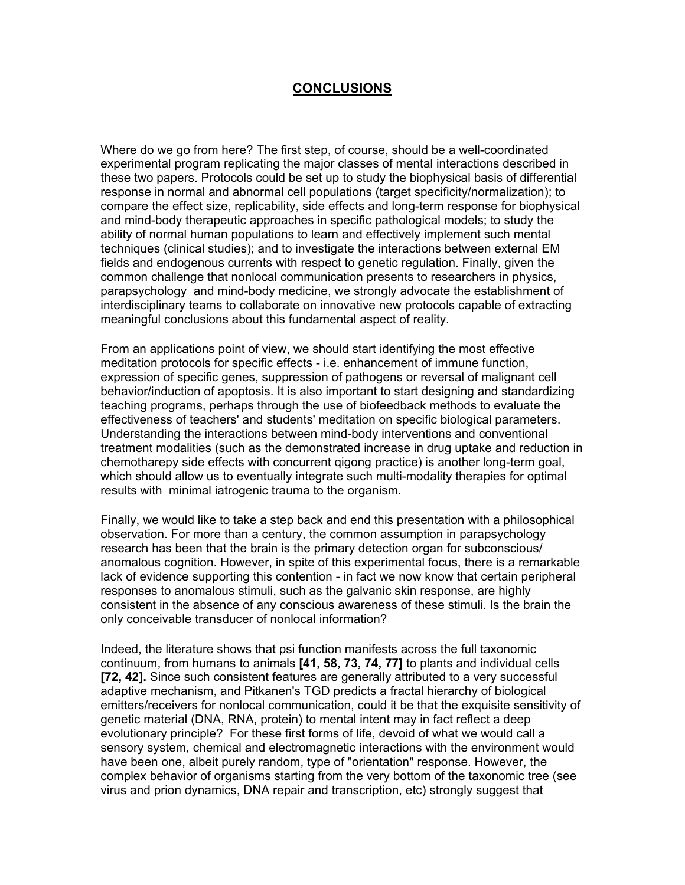## CONCLUSIONS

Where do we go from here? The first step, of course, should be a well-coordinated experimental program replicating the major classes of mental interactions described in these two papers. Protocols could be set up to study the biophysical basis of differential response in normal and abnormal cell populations (target specificity/normalization); to compare the effect size, replicability, side effects and long-term response for biophysical and mind-body therapeutic approaches in specific pathological models; to study the ability of normal human populations to learn and effectively implement such mental techniques (clinical studies); and to investigate the interactions between external EM fields and endogenous currents with respect to genetic regulation. Finally, given the common challenge that nonlocal communication presents to researchers in physics, parapsychology and mind-body medicine, we strongly advocate the establishment of interdisciplinary teams to collaborate on innovative new protocols capable of extracting meaningful conclusions about this fundamental aspect of reality.

From an applications point of view, we should start identifying the most effective meditation protocols for specific effects - i.e. enhancement of immune function, expression of specific genes, suppression of pathogens or reversal of malignant cell behavior/induction of apoptosis. It is also important to start designing and standardizing teaching programs, perhaps through the use of biofeedback methods to evaluate the effectiveness of teachers' and students' meditation on specific biological parameters. Understanding the interactions between mind-body interventions and conventional treatment modalities (such as the demonstrated increase in drug uptake and reduction in chemotharepy side effects with concurrent qigong practice) is another long-term goal, which should allow us to eventually integrate such multi-modality therapies for optimal results with minimal iatrogenic trauma to the organism.

Finally, we would like to take a step back and end this presentation with a philosophical observation. For more than a century, the common assumption in parapsychology research has been that the brain is the primary detection organ for subconscious/ anomalous cognition. However, in spite of this experimental focus, there is a remarkable lack of evidence supporting this contention - in fact we now know that certain peripheral responses to anomalous stimuli, such as the galvanic skin response, are highly consistent in the absence of any conscious awareness of these stimuli. Is the brain the only conceivable transducer of nonlocal information?

Indeed, the literature shows that psi function manifests across the full taxonomic continuum, from humans to animals **[41, 58, 73, 74, 77]** to plants and individual cells **[72, 42].** Since such consistent features are generally attributed to a very successful adaptive mechanism, and Pitkanen's TGD predicts a fractal hierarchy of biological emitters/receivers for nonlocal communication, could it be that the exquisite sensitivity of genetic material (DNA, RNA, protein) to mental intent may in fact reflect a deep evolutionary principle? For these first forms of life, devoid of what we would call a sensory system, chemical and electromagnetic interactions with the environment would have been one, albeit purely random, type of "orientation" response. However, the complex behavior of organisms starting from the very bottom of the taxonomic tree (see virus and prion dynamics, DNA repair and transcription, etc) strongly suggest that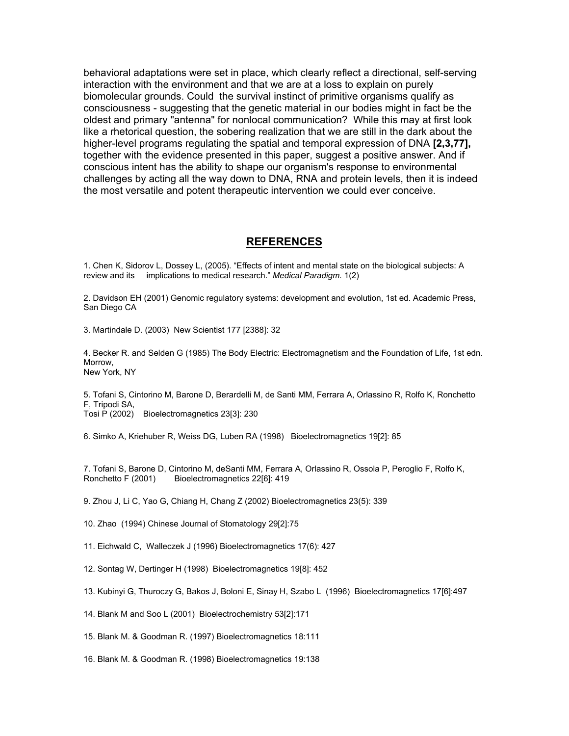behavioral adaptations were set in place, which clearly reflect a directional, self-serving interaction with the environment and that we are at a loss to explain on purely biomolecular grounds. Could the survival instinct of primitive organisms qualify as consciousness - suggesting that the genetic material in our bodies might in fact be the oldest and primary "antenna" for nonlocal communication? While this may at first look like a rhetorical question, the sobering realization that we are still in the dark about the higher-level programs regulating the spatial and temporal expression of DNA **[2,3,77],** together with the evidence presented in this paper, suggest a positive answer. And if conscious intent has the ability to shape our organism's response to environmental challenges by acting all the way down to DNA, RNA and protein levels, then it is indeed the most versatile and potent therapeutic intervention we could ever conceive.

## REFERENCES

1. Chen K, Sidorov L, Dossey L, (2005). "Effects of intent and mental state on the biological subjects: A review and its implications to medical research." *Medical Paradigm.* 1(2)

2. Davidson EH (2001) Genomic regulatory systems: development and evolution, 1st ed. Academic Press, San Diego CA

3. Martindale D. (2003) New Scientist 177 [2388]: 32

4. Becker R. and Selden G (1985) The Body Electric: Electromagnetism and the Foundation of Life, 1st edn. Morrow, New York, NY

5. Tofani S, Cintorino M, Barone D, Berardelli M, de Santi MM, Ferrara A, Orlassino R, Rolfo K, Ronchetto F, Tripodi SA, Tosi P (2002) Bioelectromagnetics 23[3]: 230

6. Simko A, Kriehuber R, Weiss DG, Luben RA (1998) Bioelectromagnetics 19[2]: 85

7. Tofani S, Barone D, Cintorino M, deSanti MM, Ferrara A, Orlassino R, Ossola P, Peroglio F, Rolfo K, Ronchetto F (2001) Bioelectromagnetics 22[6]: 419

9. Zhou J, Li C, Yao G, Chiang H, Chang Z (2002) Bioelectromagnetics 23(5): 339

10. Zhao (1994) Chinese Journal of Stomatology 29[2]:75

11. Eichwald C, Walleczek J (1996) Bioelectromagnetics 17(6): 427

12. Sontag W, Dertinger H (1998) Bioelectromagnetics 19[8]: 452

13. Kubinyi G, Thuroczy G, Bakos J, Boloni E, Sinay H, Szabo L (1996) Bioelectromagnetics 17[6]:497

14. Blank M and Soo L (2001) Bioelectrochemistry 53[2]:171

15. Blank M. & Goodman R. (1997) Bioelectromagnetics 18:111

16. Blank M. & Goodman R. (1998) Bioelectromagnetics 19:138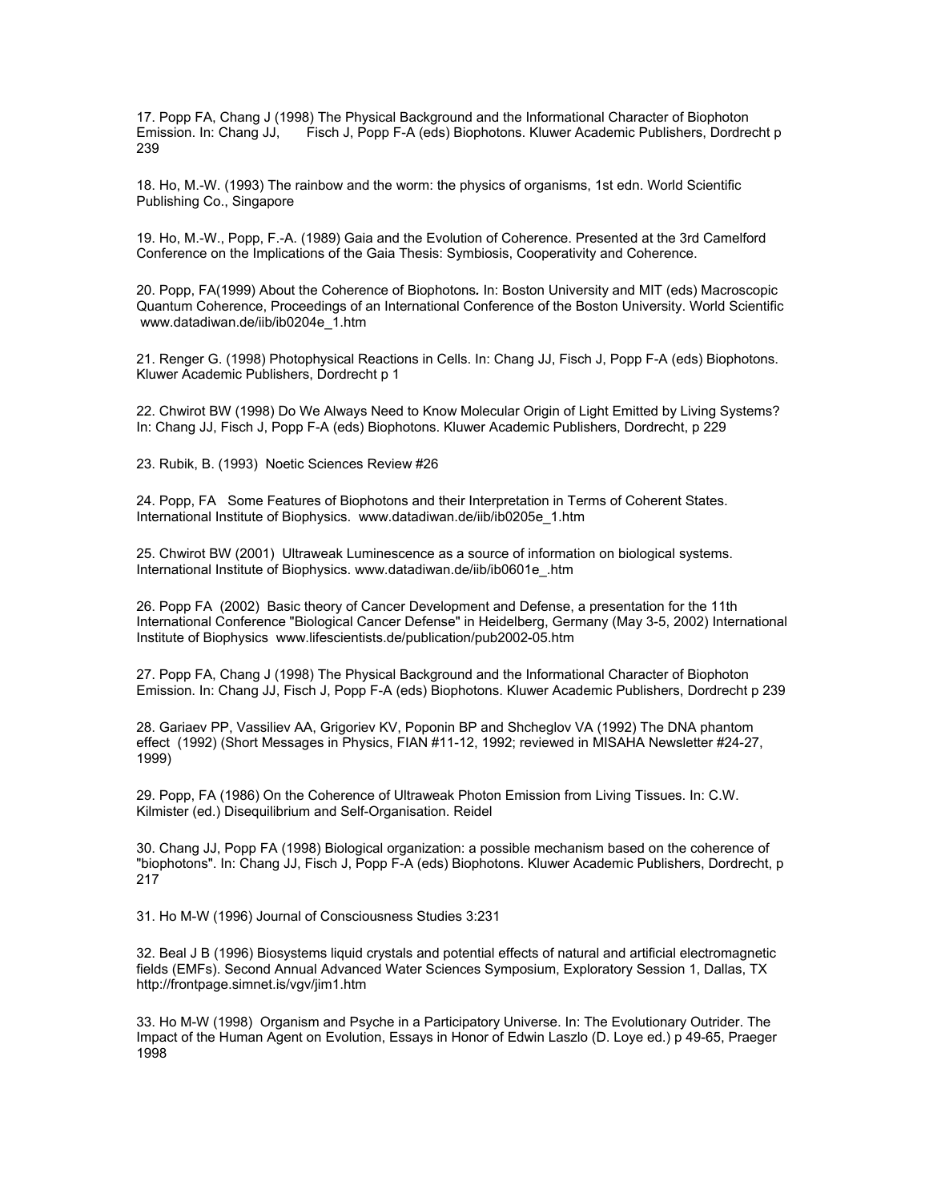17. Popp FA, Chang J (1998) The Physical Background and the Informational Character of Biophoton Emission. In: Chang JJ, Fisch J, Popp F-A (eds) Biophotons. Kluwer Academic Publishers, Dordrecht p 239

18. Ho, M.-W. (1993) The rainbow and the worm: the physics of organisms, 1st edn. World Scientific Publishing Co., Singapore

19. Ho, M.-W., Popp, F.-A. (1989) Gaia and the Evolution of Coherence. Presented at the 3rd Camelford Conference on the Implications of the Gaia Thesis: Symbiosis, Cooperativity and Coherence.

20. Popp, FA(1999) About the Coherence of Biophotons. In: Boston University and MIT (eds) Macroscopic Quantum Coherence, Proceedings of an International Conference of the Boston University. World Scientific www.datadiwan.de/iib/ib0204e_1.htm

21. Renger G. (1998) Photophysical Reactions in Cells. In: Chang JJ, Fisch J, Popp F-A (eds) Biophotons. Kluwer Academic Publishers, Dordrecht p 1

22. Chwirot BW (1998) Do We Always Need to Know Molecular Origin of Light Emitted by Living Systems? In: Chang JJ, Fisch J, Popp F-A (eds) Biophotons. Kluwer Academic Publishers, Dordrecht, p 229

23. Rubik, B. (1993) Noetic Sciences Review #26

24. Popp, FA Some Features of Biophotons and their Interpretation in Terms of Coherent States. International Institute of Biophysics. www.datadiwan.de/iib/ib0205e_1.htm

25. Chwirot BW (2001) Ultraweak Luminescence as a source of information on biological systems. International Institute of Biophysics. www.datadiwan.de/iib/ib0601e_.htm

26. Popp FA (2002) Basic theory of Cancer Development and Defense, a presentation for the 11th International Conference "Biological Cancer Defense" in Heidelberg, Germany (May 3-5, 2002) International Institute of Biophysics www.lifescientists.de/publication/pub2002-05.htm

27. Popp FA, Chang J (1998) The Physical Background and the Informational Character of Biophoton Emission. In: Chang JJ, Fisch J, Popp F-A (eds) Biophotons. Kluwer Academic Publishers, Dordrecht p 239

28. Gariaev PP, Vassiliev AA, Grigoriev KV, Poponin BP and Shcheglov VA (1992) The DNA phantom effect (1992) (Short Messages in Physics, FIAN #11-12, 1992; reviewed in MISAHA Newsletter #24-27, 1999)

29. Popp, FA (1986) On the Coherence of Ultraweak Photon Emission from Living Tissues. In: C.W. Kilmister (ed.) Disequilibrium and Self-Organisation. Reidel

30. Chang JJ, Popp FA (1998) Biological organization: a possible mechanism based on the coherence of "biophotons". In: Chang JJ, Fisch J, Popp F-A (eds) Biophotons. Kluwer Academic Publishers, Dordrecht, p 217

31. Ho M-W (1996) Journal of Consciousness Studies 3:231

32. Beal J B (1996) Biosystems liquid crystals and potential effects of natural and artificial electromagnetic fields (EMFs). Second Annual Advanced Water Sciences Symposium, Exploratory Session 1, Dallas, TX http://frontpage.simnet.is/vgv/jim1.htm

33. Ho M-W (1998) Organism and Psyche in a Participatory Universe. In: The Evolutionary Outrider. The Impact of the Human Agent on Evolution, Essays in Honor of Edwin Laszlo (D. Loye ed.) p 49-65, Praeger 1998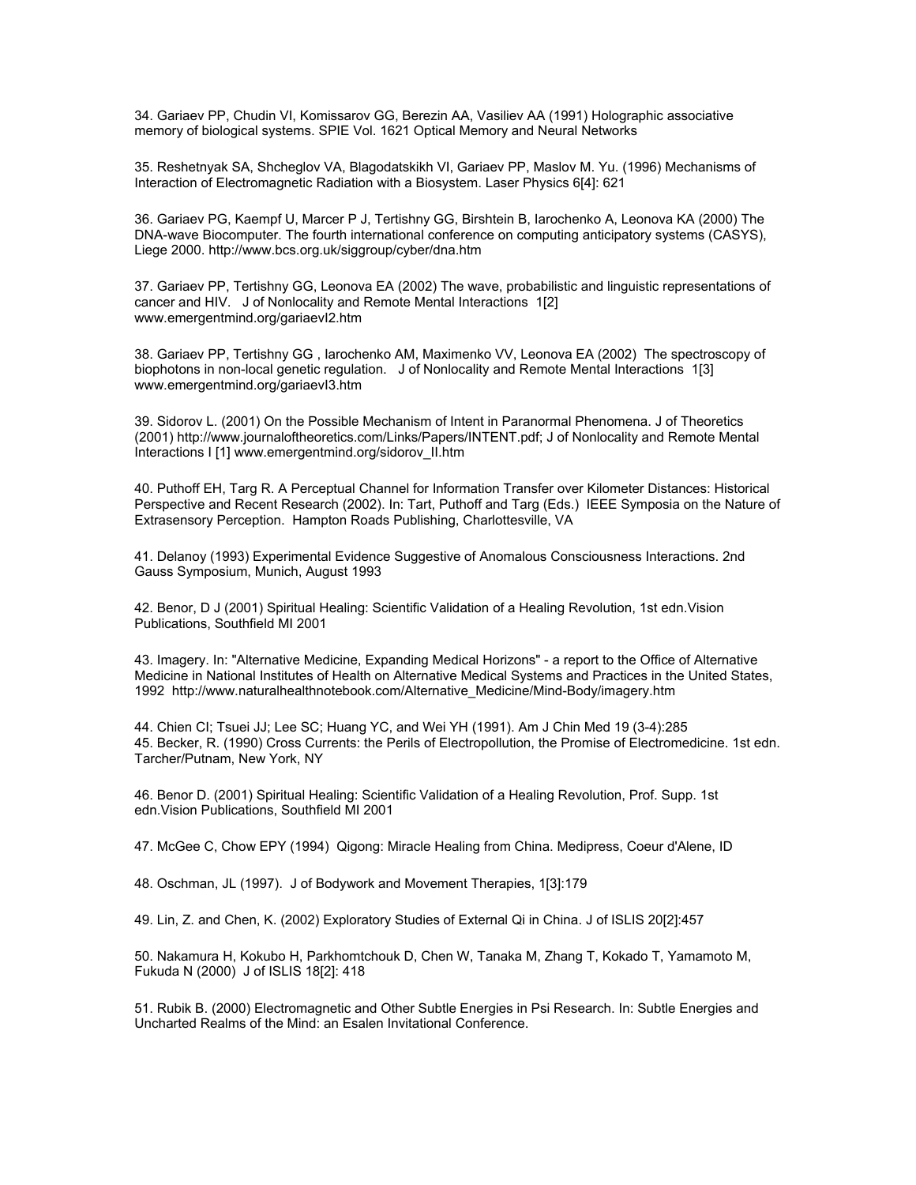34. Gariaev PP, Chudin VI, Komissarov GG, Berezin AA, Vasiliev AA (1991) Holographic associative memory of biological systems. SPIE Vol. 1621 Optical Memory and Neural Networks

35. Reshetnyak SA, Shcheglov VA, Blagodatskikh VI, Gariaev PP, Maslov M. Yu. (1996) Mechanisms of Interaction of Electromagnetic Radiation with a Biosystem. Laser Physics 6[4]: 621

36. Gariaev PG, Kaempf U, Marcer P J, Tertishny GG, Birshtein B, Iarochenko A, Leonova KA (2000) The DNA-wave Biocomputer. The fourth international conference on computing anticipatory systems (CASYS), Liege 2000. http://www.bcs.org.uk/siggroup/cyber/dna.htm

37. Gariaev PP, Tertishny GG, Leonova EA (2002) The wave, probabilistic and linguistic representations of cancer and HIV. J of Nonlocality and Remote Mental Interactions 1[2] www.emergentmind.org/gariaevI2.htm

38. Gariaev PP, Tertishny GG , Iarochenko AM, Maximenko VV, Leonova EA (2002) The spectroscopy of biophotons in non-local genetic regulation. J of Nonlocality and Remote Mental Interactions 1[3] www.emergentmind.org/gariaevI3.htm

39. Sidorov L. (2001) On the Possible Mechanism of Intent in Paranormal Phenomena. J of Theoretics (2001) http://www.journaloftheoretics.com/Links/Papers/INTENT.pdf; J of Nonlocality and Remote Mental Interactions I [1] www.emergentmind.org/sidorov_II.htm

40. Puthoff EH, Targ R. A Perceptual Channel for Information Transfer over Kilometer Distances: Historical Perspective and Recent Research (2002). In: Tart, Puthoff and Targ (Eds.) IEEE Symposia on the Nature of Extrasensory Perception. Hampton Roads Publishing, Charlottesville, VA

41. Delanoy (1993) Experimental Evidence Suggestive of Anomalous Consciousness Interactions. 2nd Gauss Symposium, Munich, August 1993

42. Benor, D J (2001) Spiritual Healing: Scientific Validation of a Healing Revolution, 1st edn.Vision Publications, Southfield MI 2001

43. Imagery. In: "Alternative Medicine, Expanding Medical Horizons" - a report to the Office of Alternative Medicine in National Institutes of Health on Alternative Medical Systems and Practices in the United States, 1992 http://www.naturalhealthnotebook.com/Alternative_Medicine/Mind-Body/imagery.htm

44. Chien CI; Tsuei JJ; Lee SC; Huang YC, and Wei YH (1991). Am J Chin Med 19 (3-4):285
45. Becker, R. (1990) Cross Currents: the Perils of Electropollution, the Promise of Electromedicine. 1st edn. Tarcher/Putnam, New York, NY

46. Benor D. (2001) Spiritual Healing: Scientific Validation of a Healing Revolution, Prof. Supp. 1st edn.Vision Publications, Southfield MI 2001

47. McGee C, Chow EPY (1994) Qigong: Miracle Healing from China. Medipress, Coeur d'Alene, ID

48. Oschman, JL (1997). J of Bodywork and Movement Therapies, 1[3]:179

49. Lin, Z. and Chen, K. (2002) Exploratory Studies of External Qi in China. J of ISLIS 20[2]:457

50. Nakamura H, Kokubo H, Parkhomtchouk D, Chen W, Tanaka M, Zhang T, Kokado T, Yamamoto M, Fukuda N (2000) J of ISLIS 18[2]: 418

51. Rubik B. (2000) Electromagnetic and Other Subtle Energies in Psi Research. In: Subtle Energies and Uncharted Realms of the Mind: an Esalen Invitational Conference.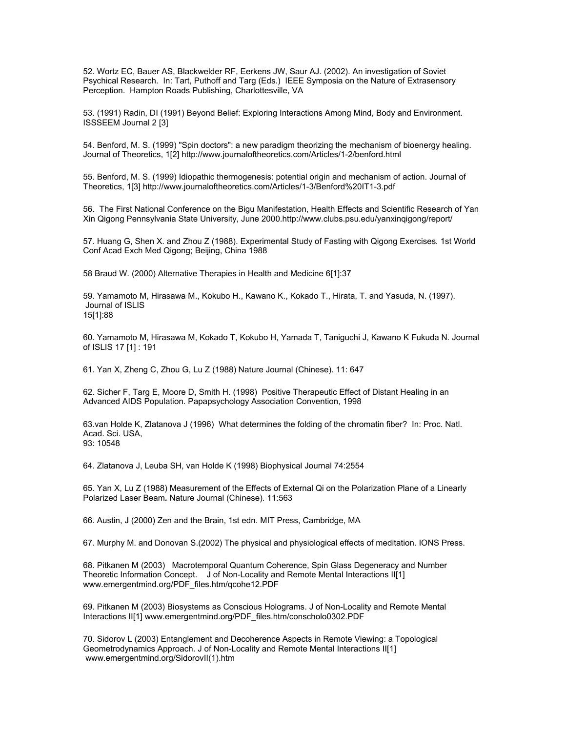52. Wortz EC, Bauer AS, Blackwelder RF, Eerkens JW, Saur AJ. (2002). An investigation of Soviet Psychical Research. In: Tart, Puthoff and Targ (Eds.) IEEE Symposia on the Nature of Extrasensory Perception. Hampton Roads Publishing, Charlottesville, VA

53. (1991) Radin, DI (1991) Beyond Belief: Exploring Interactions Among Mind, Body and Environment. ISSSEEM Journal 2 [3]

54. Benford, M. S. (1999) "Spin doctors": a new paradigm theorizing the mechanism of bioenergy healing. Journal of Theoretics, 1[2] http://www.journaloftheoretics.com/Articles/1-2/benford.html

55. Benford, M. S. (1999) Idiopathic thermogenesis: potential origin and mechanism of action. Journal of Theoretics, 1[3] http://www.journaloftheoretics.com/Articles/1-3/Benford%20IT1-3.pdf

56. The First National Conference on the Bigu Manifestation, Health Effects and Scientific Research of Yan Xin Qigong Pennsylvania State University, June 2000.http://www.clubs.psu.edu/yanxinqigong/report/

57. Huang G, Shen X. and Zhou Z (1988). Experimental Study of Fasting with Qigong Exercises*.* 1st World Conf Acad Exch Med Qigong; Beijing, China 1988

58 Braud W. (2000) Alternative Therapies in Health and Medicine 6[1]:37

59. Yamamoto M, Hirasawa M., Kokubo H., Kawano K., Kokado T., Hirata, T. and Yasuda, N. (1997). Journal of ISLIS
15[1]:88

60. Yamamoto M, Hirasawa M, Kokado T, Kokubo H, Yamada T, Taniguchi J, Kawano K Fukuda N. Journal of ISLIS 17 [1] : 191

61. Yan X, Zheng C, Zhou G, Lu Z (1988) Nature Journal (Chinese). 11: 647

62. Sicher F, Targ E, Moore D, Smith H. (1998) Positive Therapeutic Effect of Distant Healing in an Advanced AIDS Population. Papapsychology Association Convention, 1998

63.van Holde K, Zlatanova J (1996) What determines the folding of the chromatin fiber? In: Proc. Natl. Acad. Sci. USA,
93: 10548

64. Zlatanova J, Leuba SH, van Holde K (1998) Biophysical Journal 74:2554

65. Yan X, Lu Z (1988) Measurement of the Effects of External Qi on the Polarization Plane of a Linearly Polarized Laser Beam**.** Nature Journal (Chinese). 11:563

66. Austin, J (2000) Zen and the Brain, 1st edn. MIT Press, Cambridge, MA

67. Murphy M. and Donovan S.(2002) The physical and physiological effects of meditation. IONS Press.

68. Pitkanen M (2003) Macrotemporal Quantum Coherence, Spin Glass Degeneracy and Number Theoretic Information Concept. J of Non-Locality and Remote Mental Interactions II[1] www.emergentmind.org/PDF_files.htm/qcohe12.PDF

69. Pitkanen M (2003) Biosystems as Conscious Holograms. J of Non-Locality and Remote Mental Interactions II[1] www.emergentmind.org/PDF_files.htm/conscholo0302.PDF

70. Sidorov L (2003) Entanglement and Decoherence Aspects in Remote Viewing: a Topological Geometrodynamics Approach. J of Non-Locality and Remote Mental Interactions II[1]
www.emergentmind.org/SidorovII(1).htm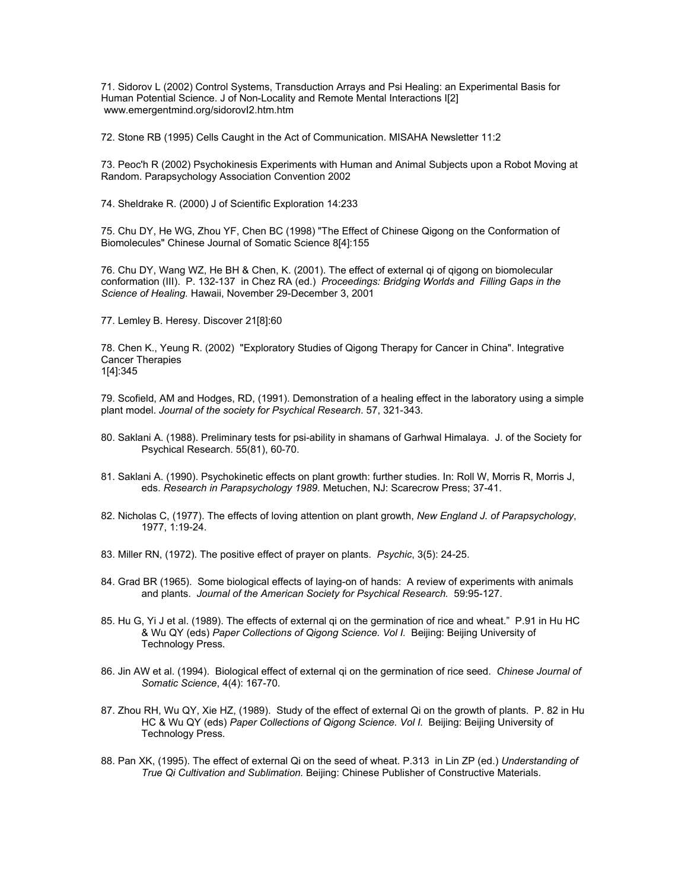71. Sidorov L (2002) Control Systems, Transduction Arrays and Psi Healing: an Experimental Basis for Human Potential Science. J of Non-Locality and Remote Mental Interactions I[2] www.emergentmind.org/sidorovI2.htm.htm

72. Stone RB (1995) Cells Caught in the Act of Communication. MISAHA Newsletter 11:2

73. Peoc'h R (2002) Psychokinesis Experiments with Human and Animal Subjects upon a Robot Moving at Random. Parapsychology Association Convention 2002

74. Sheldrake R. (2000) J of Scientific Exploration 14:233

75. Chu DY, He WG, Zhou YF, Chen BC (1998) "The Effect of Chinese Qigong on the Conformation of Biomolecules" Chinese Journal of Somatic Science 8[4]:155

76. Chu DY, Wang WZ, He BH & Chen, K. (2001). The effect of external qi of qigong on biomolecular conformation (III). P. 132-137 in Chez RA (ed.) *Proceedings: Bridging Worlds and Filling Gaps in the Science of Healing.* Hawaii, November 29-December 3, 2001

77. Lemley B. Heresy. Discover 21[8]:60

78. Chen K., Yeung R. (2002) "Exploratory Studies of Qigong Therapy for Cancer in China". Integrative Cancer Therapies 1[4]:345

79. Scofield, AM and Hodges, RD, (1991). Demonstration of a healing effect in the laboratory using a simple plant model. *Journal of the society for Psychical Research*. 57, 321-343.

80. Saklani A. (1988). Preliminary tests for psi-ability in shamans of Garhwal Himalaya. J. of the Society for Psychical Research. 55(81), 60-70.

81. Saklani A. (1990). Psychokinetic effects on plant growth: further studies. In: Roll W, Morris R, Morris J, eds. *Research in Parapsychology 1989*. Metuchen, NJ: Scarecrow Press; 37-41.

82. Nicholas C, (1977). The effects of loving attention on plant growth, *New England J. of Parapsychology*, 1977, 1:19-24.

83. Miller RN, (1972). The positive effect of prayer on plants. *Psychic*, 3(5): 24-25.

84. Grad BR (1965). Some biological effects of laying-on of hands: A review of experiments with animals and plants. *Journal of the American Society for Psychical Research.* 59:95-127.

85. Hu G, Yi J et al. (1989). The effects of external qi on the germination of rice and wheat." P.91 in Hu HC & Wu QY (eds) *Paper Collections of Qigong Science. Vol I.* Beijing: Beijing University of Technology Press.

86. Jin AW et al. (1994). Biological effect of external qi on the germination of rice seed. *Chinese Journal of Somatic Science*, 4(4): 167-70.

87. Zhou RH, Wu QY, Xie HZ, (1989). Study of the effect of external Qi on the growth of plants. P. 82 in Hu HC & Wu QY (eds) *Paper Collections of Qigong Science. Vol I.* Beijing: Beijing University of Technology Press.

88. Pan XK, (1995). The effect of external Qi on the seed of wheat. P.313 in Lin ZP (ed.) *Understanding of True Qi Cultivation and Sublimation.* Beijing: Chinese Publisher of Constructive Materials.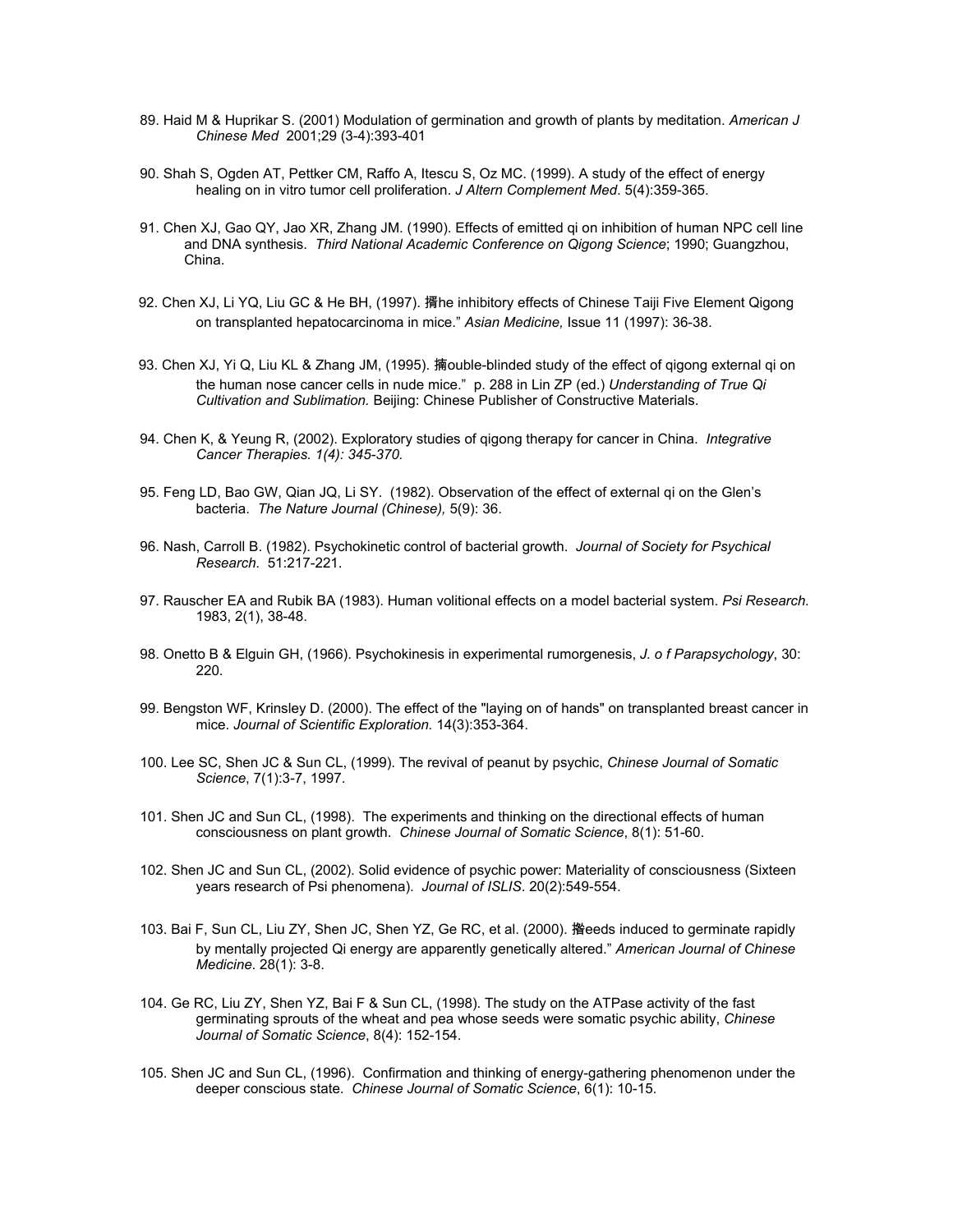89. Haid M & Huprikar S. (2001) Modulation of germination and growth of plants by meditation. *American J Chinese Med* 2001;29 (3-4):393-401

90. Shah S, Ogden AT, Pettker CM, Raffo A, Itescu S, Oz MC. (1999). A study of the effect of energy healing on in vitro tumor cell proliferation. *J Altern Complement Med*. 5(4):359-365.

91. Chen XJ, Gao QY, Jao XR, Zhang JM. (1990). Effects of emitted qi on inhibition of human NPC cell line and DNA synthesis. *Third National Academic Conference on Qigong Science*; 1990; Guangzhou, China.

92. Chen XJ, Li YQ, Liu GC & He BH, (1997). 揊he inhibitory effects of Chinese Taiji Five Element Qigong on transplanted hepatocarcinoma in mice." *Asian Medicine,* Issue 11 (1997): 36-38.

93. Chen XJ, Yi Q, Liu KL & Zhang JM, (1995). 揇ouble-blinded study of the effect of qigong external qi on the human nose cancer cells in nude mice." p. 288 in Lin ZP (ed.) *Understanding of True Qi Cultivation and Sublimation.* Beijing: Chinese Publisher of Constructive Materials.

94. Chen K, & Yeung R, (2002). Exploratory studies of qigong therapy for cancer in China. *Integrative Cancer Therapies. 1(4): 345-370.*

95. Feng LD, Bao GW, Qian JQ, Li SY. (1982). Observation of the effect of external qi on the Glen's bacteria. *The Nature Journal (Chinese),* 5(9): 36.

96. Nash, Carroll B. (1982). Psychokinetic control of bacterial growth. *Journal of Society for Psychical Research.* 51:217-221.

97. Rauscher EA and Rubik BA (1983). Human volitional effects on a model bacterial system. *Psi Research.* 1983, 2(1), 38-48.

98. Onetto B & Elguin GH, (1966). Psychokinesis in experimental rumorgenesis, *J. o f Parapsychology*, 30: 220.

99. Bengston WF, Krinsley D. (2000). The effect of the "laying on of hands" on transplanted breast cancer in mice. *Journal of Scientific Exploration.* 14(3):353-364.

100. Lee SC, Shen JC & Sun CL, (1999). The revival of peanut by psychic, *Chinese Journal of Somatic Science*, 7(1):3-7, 1997.

101. Shen JC and Sun CL, (1998). The experiments and thinking on the directional effects of human consciousness on plant growth. *Chinese Journal of Somatic Science*, 8(1): 51-60.

102. Shen JC and Sun CL, (2002). Solid evidence of psychic power: Materiality of consciousness (Sixteen years research of Psi phenomena). *Journal of ISLIS*. 20(2):549-554.

103. Bai F, Sun CL, Liu ZY, Shen JC, Shen YZ, Ge RC, et al. (2000). 揝eeds induced to germinate rapidly by mentally projected Qi energy are apparently genetically altered." *American Journal of Chinese Medicine*. 28(1): 3-8.

104. Ge RC, Liu ZY, Shen YZ, Bai F & Sun CL, (1998). The study on the ATPase activity of the fast germinating sprouts of the wheat and pea whose seeds were somatic psychic ability, *Chinese Journal of Somatic Science*, 8(4): 152-154.

105. Shen JC and Sun CL, (1996). Confirmation and thinking of energy-gathering phenomenon under the deeper conscious state. *Chinese Journal of Somatic Science*, 6(1): 10-15.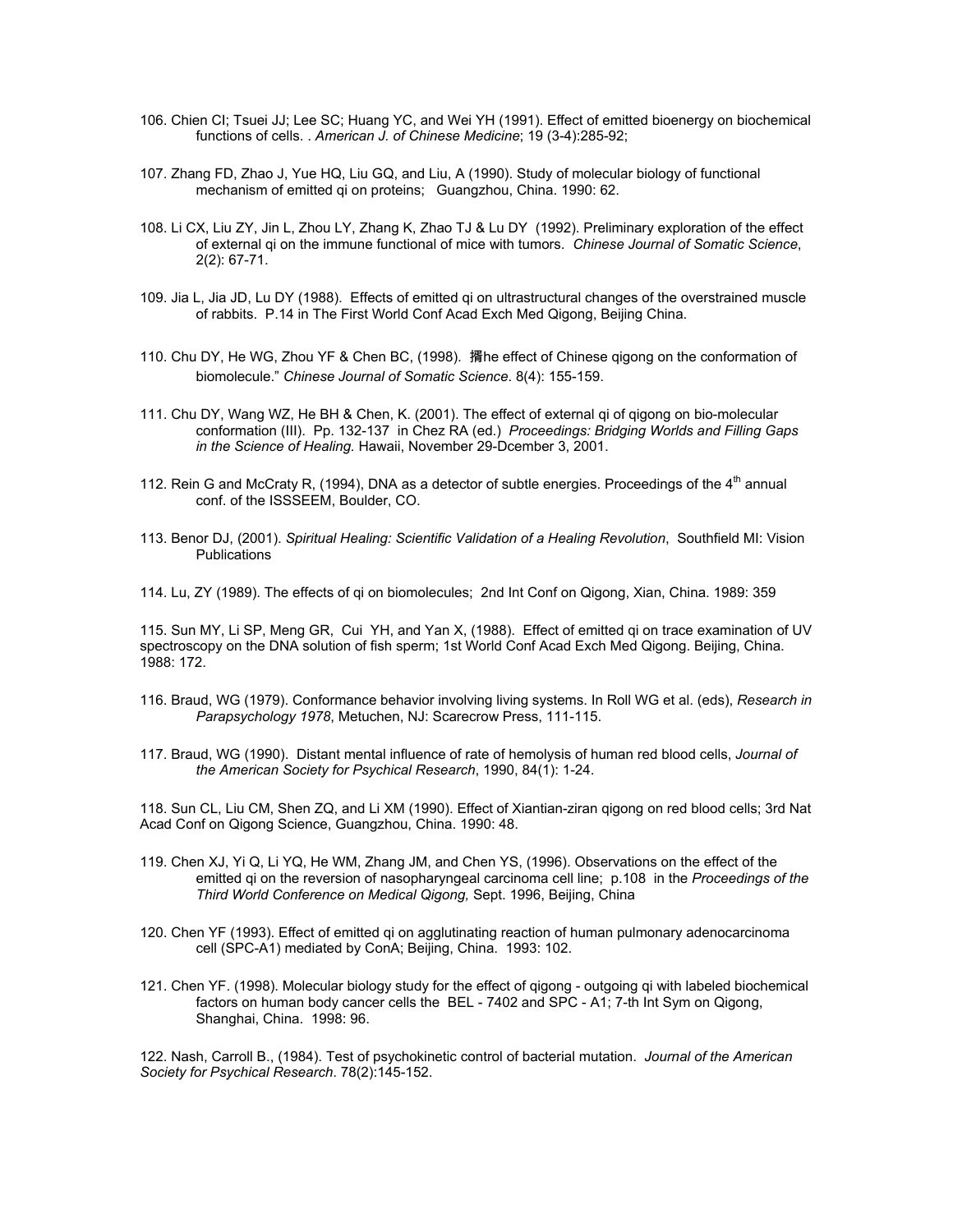106. Chien CI; Tsuei JJ; Lee SC; Huang YC, and Wei YH (1991). Effect of emitted bioenergy on biochemical functions of cells. . *American J. of Chinese Medicine*; 19 (3-4):285-92;

107. Zhang FD, Zhao J, Yue HQ, Liu GQ, and Liu, A (1990). Study of molecular biology of functional mechanism of emitted qi on proteins; Guangzhou, China. 1990: 62.

108. Li CX, Liu ZY, Jin L, Zhou LY, Zhang K, Zhao TJ & Lu DY (1992). Preliminary exploration of the effect of external qi on the immune functional of mice with tumors. *Chinese Journal of Somatic Science*, 2(2): 67-71.

109. Jia L, Jia JD, Lu DY (1988). Effects of emitted qi on ultrastructural changes of the overstrained muscle of rabbits. P.14 in The First World Conf Acad Exch Med Qigong, Beijing China.

110. Chu DY, He WG, Zhou YF & Chen BC, (1998). 揟he effect of Chinese qigong on the conformation of biomolecule." *Chinese Journal of Somatic Science*. 8(4): 155-159.

111. Chu DY, Wang WZ, He BH & Chen, K. (2001). The effect of external qi of qigong on bio-molecular conformation (III). Pp. 132-137 in Chez RA (ed.) *Proceedings: Bridging Worlds and Filling Gaps in the Science of Healing.* Hawaii, November 29-Dcember 3, 2001.

112. Rein G and McCraty R, (1994), DNA as a detector of subtle energies. Proceedings of the 4th annual conf. of the ISSSEEM, Boulder, CO.

113. Benor DJ, (2001). *Spiritual Healing: Scientific Validation of a Healing Revolution*, Southfield MI: Vision Publications

114. Lu, ZY (1989). The effects of qi on biomolecules; 2nd Int Conf on Qigong, Xian, China. 1989: 359

115. Sun MY, Li SP, Meng GR, Cui YH, and Yan X, (1988). Effect of emitted qi on trace examination of UV spectroscopy on the DNA solution of fish sperm; 1st World Conf Acad Exch Med Qigong. Beijing, China. 1988: 172.

116. Braud, WG (1979). Conformance behavior involving living systems. In Roll WG et al. (eds), *Research in Parapsychology 1978*, Metuchen, NJ: Scarecrow Press, 111-115.

117. Braud, WG (1990). Distant mental influence of rate of hemolysis of human red blood cells, *Journal of the American Society for Psychical Research*, 1990, 84(1): 1-24.

118. Sun CL, Liu CM, Shen ZQ, and Li XM (1990). Effect of Xiantian-ziran qigong on red blood cells; 3rd Nat Acad Conf on Qigong Science, Guangzhou, China. 1990: 48.

119. Chen XJ, Yi Q, Li YQ, He WM, Zhang JM, and Chen YS, (1996). Observations on the effect of the emitted qi on the reversion of nasopharyngeal carcinoma cell line; p.108 in the *Proceedings of the Third World Conference on Medical Qigong,* Sept. 1996, Beijing, China

120. Chen YF (1993). Effect of emitted qi on agglutinating reaction of human pulmonary adenocarcinoma cell (SPC-A1) mediated by ConA; Beijing, China. 1993: 102.

121. Chen YF. (1998). Molecular biology study for the effect of qigong - outgoing qi with labeled biochemical factors on human body cancer cells the BEL - 7402 and SPC - A1; 7-th Int Sym on Qigong, Shanghai, China. 1998: 96.

122. Nash, Carroll B., (1984). Test of psychokinetic control of bacterial mutation. *Journal of the American Society for Psychical Research*. 78(2):145-152.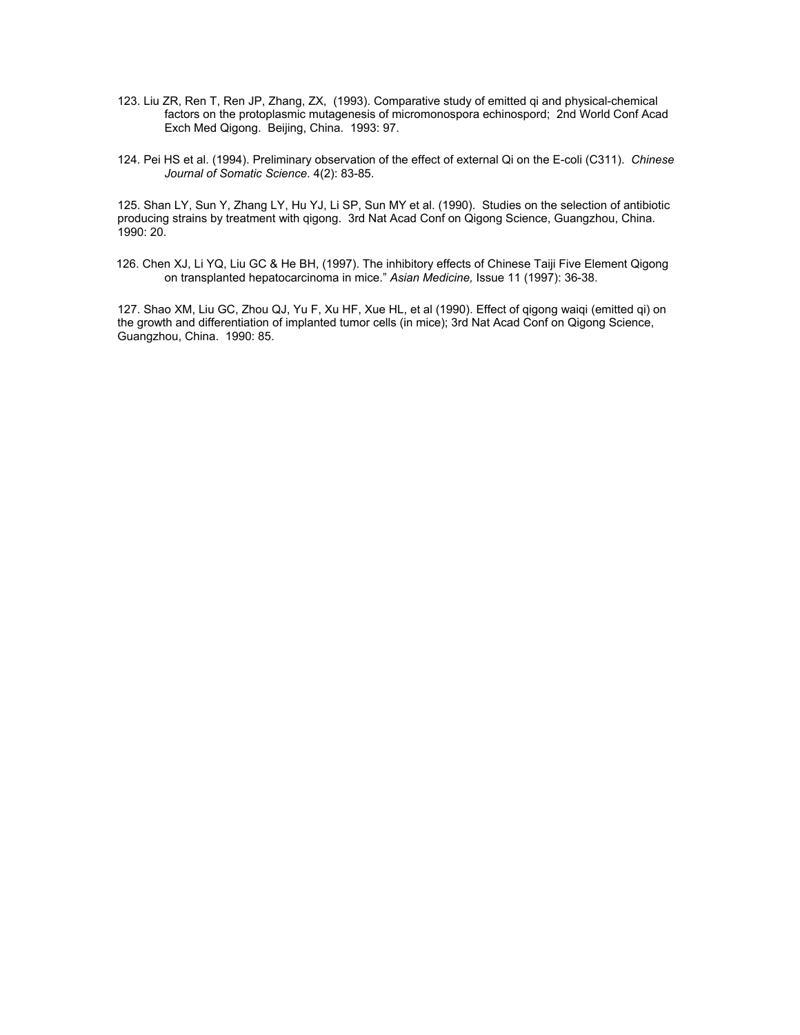123. Liu ZR, Ren T, Ren JP, Zhang, ZX, (1993). Comparative study of emitted qi and physical-chemical factors on the protoplasmic mutagenesis of micromonospora echinospord; 2nd World Conf Acad Exch Med Qigong. Beijing, China. 1993: 97.

124. Pei HS et al. (1994). Preliminary observation of the effect of external Qi on the E-coli (C311). *Chinese Journal of Somatic Science*. 4(2): 83-85.

125. Shan LY, Sun Y, Zhang LY, Hu YJ, Li SP, Sun MY et al. (1990). Studies on the selection of antibiotic producing strains by treatment with qigong. 3rd Nat Acad Conf on Qigong Science, Guangzhou, China. 1990: 20.

126. Chen XJ, Li YQ, Liu GC & He BH, (1997). The inhibitory effects of Chinese Taiji Five Element Qigong on transplanted hepatocarcinoma in mice." *Asian Medicine,* Issue 11 (1997): 36-38.

127. Shao XM, Liu GC, Zhou QJ, Yu F, Xu HF, Xue HL, et al (1990). Effect of qigong waiqi (emitted qi) on the growth and differentiation of implanted tumor cells (in mice); 3rd Nat Acad Conf on Qigong Science, Guangzhou, China. 1990: 85.